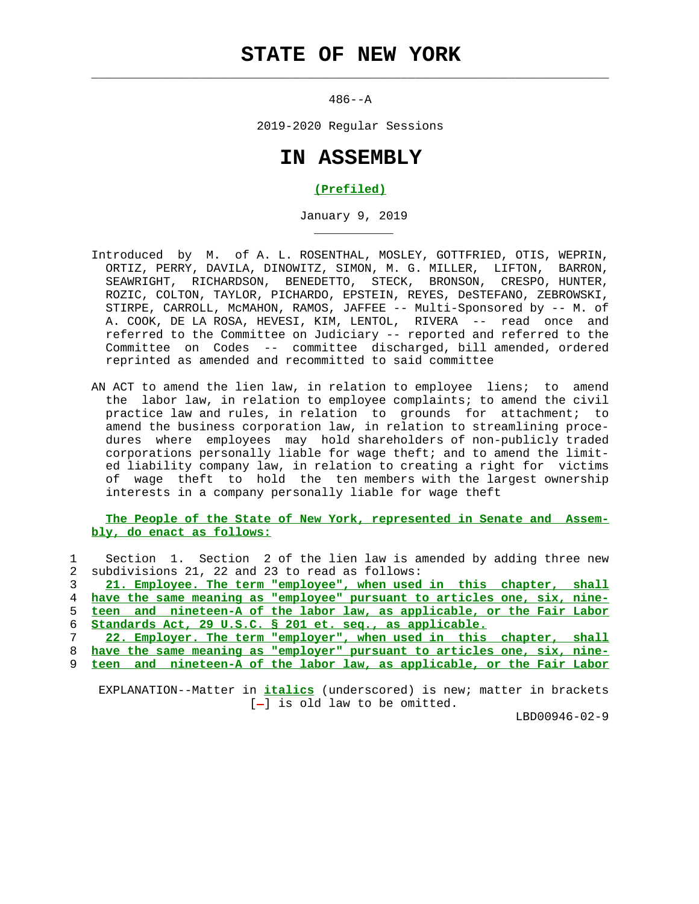# STATE OF NEW YORK

486--A

2019-2020 Regular Sessions

# IN ASSEMBLY

**(Prefiled)**

January 9, 2019

Introduced by M. of A. L. ROSENTHAL, MOSLEY, GOTTFRIED, OTIS, WEPRIN, ORTIZ, PERRY, DAVILA, DINOWITZ, SIMON, M. G. MILLER, LIFTON, BARRON, SEAWRIGHT, RICHARDSON, BENEDETTO, STECK, BRONSON, CRESPO, HUNTER, ROZIC, COLTON, TAYLOR, PICHARDO, EPSTEIN, REYES, DeSTEFANO, ZEBROWSKI, STIRPE, CARROLL, McMAHON, RAMOS, JAFFEE -- Multi-Sponsored by -- M. of A. COOK, DE LA ROSA, HEVESI, KIM, LENTOL, RIVERA -- read once and referred to the Committee on Judiciary -- reported and referred to the Committee on Codes -- committee discharged, bill amended, ordered reprinted as amended and recommitted to said committee

AN ACT to amend the lien law, in relation to employee liens; to amend the labor law, in relation to employee complaints; to amend the civil practice law and rules, in relation to grounds for attachment; to amend the business corporation law, in relation to streamlining procedures where employees may hold shareholders of non-publicly traded corporations personally liable for wage theft; and to amend the limited liability company law, in relation to creating a right for victims of wage theft to hold the ten members with the largest ownership interests in a company personally liable for wage theft

**The People of the State of New York, represented in Senate and Assembly, do enact as follows:**

1 Section 1. Section 2 of the lien law is amended by adding three new
2 subdivisions 21, 22 and 23 to read as follows:
3 **21. Employee. The term "employee", when used in this chapter, shall**
4 **have the same meaning as "employee" pursuant to articles one, six, nine-**
5 **teen and nineteen-A of the labor law, as applicable, or the Fair Labor**
6 **Standards Act, 29 U.S.C. § 201 et. seq., as applicable.**
7 **22. Employer. The term "employer", when used in this chapter, shall**
8 **have the same meaning as "employer" pursuant to articles one, six, nine-**
9 **teen and nineteen-A of the labor law, as applicable, or the Fair Labor**

EXPLANATION--Matter in ***italics*** (underscored) is new; matter in brackets [-] is old law to be omitted.

LBD00946-02-9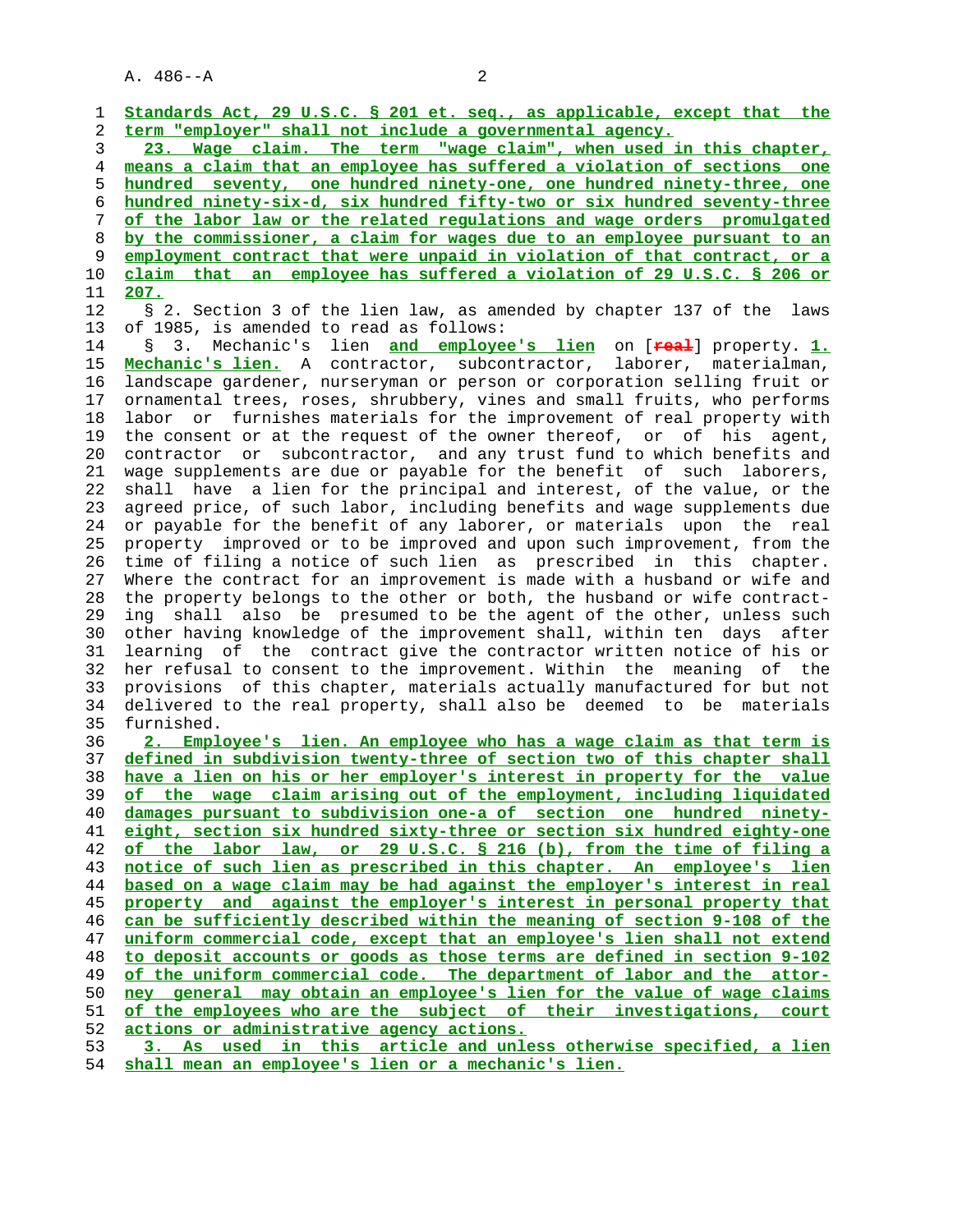Standards Act, 29 U.S.C. § 201 et. seq., as applicable, except that the term "employer" shall not include a governmental agency.

23. Wage claim. The term "wage claim", when used in this chapter, means a claim that an employee has suffered a violation of sections one hundred seventy, one hundred ninety-one, one hundred ninety-three, one hundred ninety-six-d, six hundred fifty-two or six hundred seventy-three of the labor law or the related regulations and wage orders promulgated by the commissioner, a claim for wages due to an employee pursuant to an employment contract that were unpaid in violation of that contract, or a claim that an employee has suffered a violation of 29 U.S.C. § 206 or 207.

§ 2. Section 3 of the lien law, as amended by chapter 137 of the laws of 1985, is amended to read as follows:

§ 3. Mechanic's lien and employee's lien on [real] property. 1. Mechanic's lien. A contractor, subcontractor, laborer, materialman, landscape gardener, nurseryman or person or corporation selling fruit or ornamental trees, roses, shrubbery, vines and small fruits, who performs labor or furnishes materials for the improvement of real property with the consent or at the request of the owner thereof, or of his agent, contractor or subcontractor, and any trust fund to which benefits and wage supplements are due or payable for the benefit of such laborers, shall have a lien for the principal and interest, of the value, or the agreed price, of such labor, including benefits and wage supplements due or payable for the benefit of any laborer, or materials upon the real property improved or to be improved and upon such improvement, from the time of filing a notice of such lien as prescribed in this chapter. Where the contract for an improvement is made with a husband or wife and the property belongs to the other or both, the husband or wife contracting shall also be presumed to be the agent of the other, unless such other having knowledge of the improvement shall, within ten days after learning of the contract give the contractor written notice of his or her refusal to consent to the improvement. Within the meaning of the provisions of this chapter, materials actually manufactured for but not delivered to the real property, shall also be deemed to be materials furnished.

2. Employee's lien. An employee who has a wage claim as that term is defined in subdivision twenty-three of section two of this chapter shall have a lien on his or her employer's interest in property for the value of the wage claim arising out of the employment, including liquidated damages pursuant to subdivision one-a of section one hundred ninety-eight, section six hundred sixty-three or section six hundred eighty-one of the labor law, or 29 U.S.C. § 216 (b), from the time of filing a notice of such lien as prescribed in this chapter. An employee's lien based on a wage claim may be had against the employer's interest in real property and against the employer's interest in personal property that can be sufficiently described within the meaning of section 9-108 of the uniform commercial code, except that an employee's lien shall not extend to deposit accounts or goods as those terms are defined in section 9-102 of the uniform commercial code. The department of labor and the attorney general may obtain an employee's lien for the value of wage claims of the employees who are the subject of their investigations, court actions or administrative agency actions.

3. As used in this article and unless otherwise specified, a lien shall mean an employee's lien or a mechanic's lien.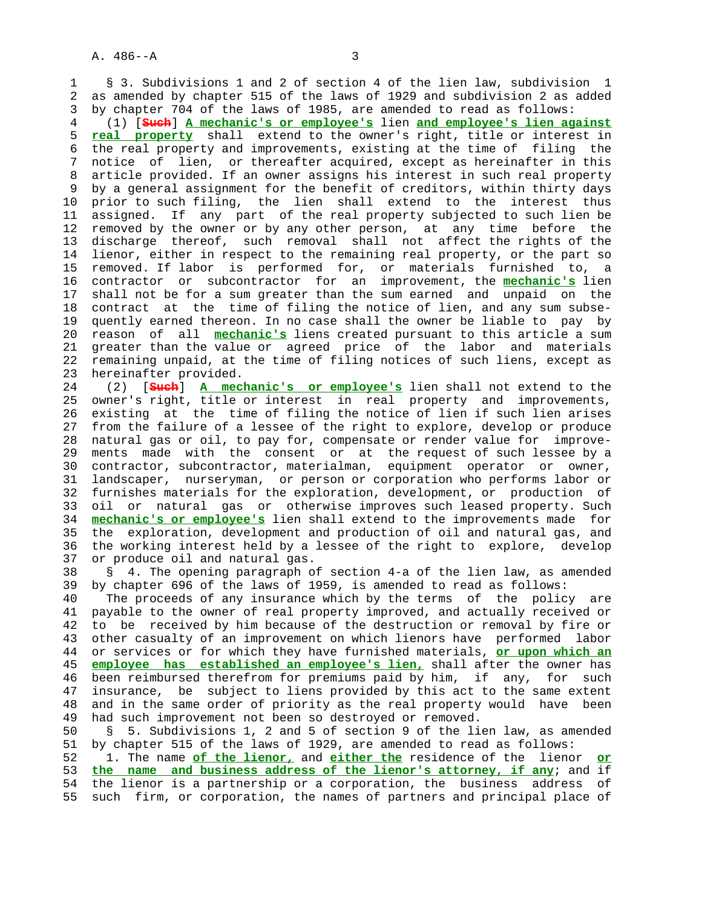§ 3. Subdivisions 1 and 2 of section 4 of the lien law, subdivision 1 as amended by chapter 515 of the laws of 1929 and subdivision 2 as added by chapter 704 of the laws of 1985, are amended to read as follows:

(1) [~~Such~~] **A mechanic's or employee's** lien **and employee's lien against real property** shall extend to the owner's right, title or interest in the real property and improvements, existing at the time of filing the notice of lien, or thereafter acquired, except as hereinafter in this article provided. If an owner assigns his interest in such real property by a general assignment for the benefit of creditors, within thirty days prior to such filing, the lien shall extend to the interest thus assigned. If any part of the real property subjected to such lien be removed by the owner or by any other person, at any time before the discharge thereof, such removal shall not affect the rights of the lienor, either in respect to the remaining real property, or the part so removed. If labor is performed for, or materials furnished to, a contractor or subcontractor for an improvement, the **mechanic's** lien shall not be for a sum greater than the sum earned and unpaid on the contract at the time of filing the notice of lien, and any sum subsequently earned thereon. In no case shall the owner be liable to pay by reason of all **mechanic's** liens created pursuant to this article a sum greater than the value or agreed price of the labor and materials remaining unpaid, at the time of filing notices of such liens, except as hereinafter provided.

(2) [~~Such~~] **A mechanic's or employee's** lien shall not extend to the owner's right, title or interest in real property and improvements, existing at the time of filing the notice of lien if such lien arises from the failure of a lessee of the right to explore, develop or produce natural gas or oil, to pay for, compensate or render value for improvements made with the consent or at the request of such lessee by a contractor, subcontractor, materialman, equipment operator or owner, landscaper, nurseryman, or person or corporation who performs labor or furnishes materials for the exploration, development, or production of oil or natural gas or otherwise improves such leased property. Such **mechanic's or employee's** lien shall extend to the improvements made for the exploration, development and production of oil and natural gas, and the working interest held by a lessee of the right to explore, develop or produce oil and natural gas.

§ 4. The opening paragraph of section 4-a of the lien law, as amended by chapter 696 of the laws of 1959, is amended to read as follows:

The proceeds of any insurance which by the terms of the policy are payable to the owner of real property improved, and actually received or to be received by him because of the destruction or removal by fire or other casualty of an improvement on which lienors have performed labor or services or for which they have furnished materials, **or upon which an employee has established an employee's lien,** shall after the owner has been reimbursed therefrom for premiums paid by him, if any, for such insurance, be subject to liens provided by this act to the same extent and in the same order of priority as the real property would have been had such improvement not been so destroyed or removed.

§ 5. Subdivisions 1, 2 and 5 of section 9 of the lien law, as amended by chapter 515 of the laws of 1929, are amended to read as follows:

1. The name **of the lienor,** and **either the** residence of the lienor **or the name and business address of the lienor's attorney, if any**; and if the lienor is a partnership or a corporation, the business address of such firm, or corporation, the names of partners and principal place of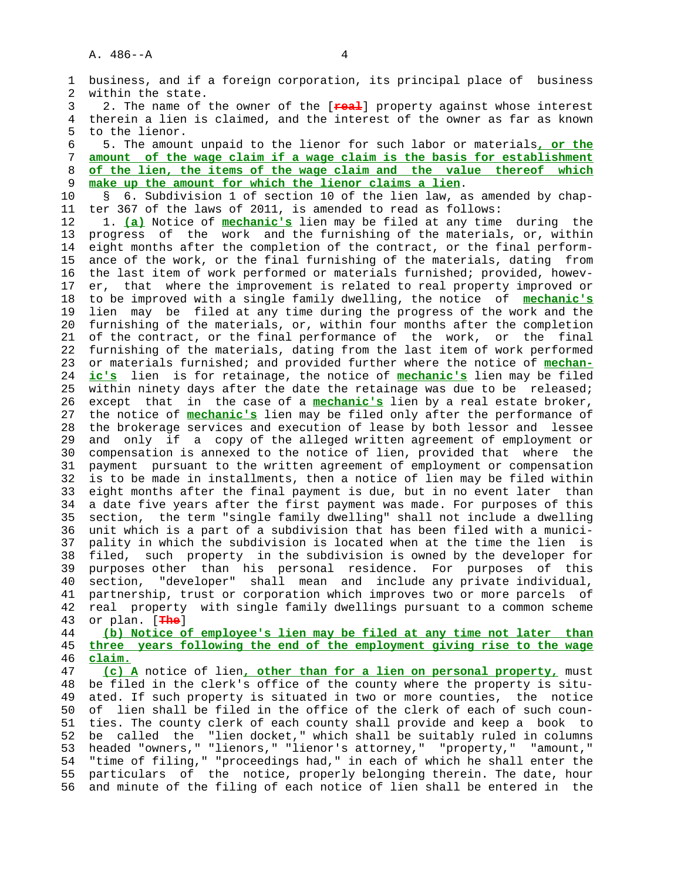business, and if a foreign corporation, its principal place of business within the state.

2. The name of the owner of the [~~real~~] property against whose interest therein a lien is claimed, and the interest of the owner as far as known to the lienor.

5. The amount unpaid to the lienor for such labor or materials**, or the amount of the wage claim if a wage claim is the basis for establishment of the lien, the items of the wage claim and the value thereof which make up the amount for which the lienor claims a lien**.

§ 6. Subdivision 1 of section 10 of the lien law, as amended by chapter 367 of the laws of 2011, is amended to read as follows:

1. **(a)** Notice of **mechanic's** lien may be filed at any time during the progress of the work and the furnishing of the materials, or, within eight months after the completion of the contract, or the final performance of the work, or the final furnishing of the materials, dating from the last item of work performed or materials furnished; provided, however, that where the improvement is related to real property improved or to be improved with a single family dwelling, the notice of **mechanic's** lien may be filed at any time during the progress of the work and the furnishing of the materials, or, within four months after the completion of the contract, or the final performance of the work, or the final furnishing of the materials, dating from the last item of work performed or materials furnished; and provided further where the notice of **mechanic's** lien is for retainage, the notice of **mechanic's** lien may be filed within ninety days after the date the retainage was due to be released; except that in the case of a **mechanic's** lien by a real estate broker, the notice of **mechanic's** lien may be filed only after the performance of the brokerage services and execution of lease by both lessor and lessee and only if a copy of the alleged written agreement of employment or compensation is annexed to the notice of lien, provided that where the payment pursuant to the written agreement of employment or compensation is to be made in installments, then a notice of lien may be filed within eight months after the final payment is due, but in no event later than a date five years after the first payment was made. For purposes of this section, the term "single family dwelling" shall not include a dwelling unit which is a part of a subdivision that has been filed with a municipality in which the subdivision is located when at the time the lien is filed, such property in the subdivision is owned by the developer for purposes other than his personal residence. For purposes of this section, "developer" shall mean and include any private individual, partnership, trust or corporation which improves two or more parcels of real property with single family dwellings pursuant to a common scheme or plan. [~~The~~]

**(b) Notice of employee's lien may be filed at any time not later than three years following the end of the employment giving rise to the wage claim.**

**(c) A** notice of lien**, other than for a lien on personal property,** must be filed in the clerk's office of the county where the property is situated. If such property is situated in two or more counties, the notice of lien shall be filed in the office of the clerk of each of such counties. The county clerk of each county shall provide and keep a book to be called the "lien docket," which shall be suitably ruled in columns headed "owners," "lienors," "lienor's attorney," "property," "amount," "time of filing," "proceedings had," in each of which he shall enter the particulars of the notice, properly belonging therein. The date, hour and minute of the filing of each notice of lien shall be entered in the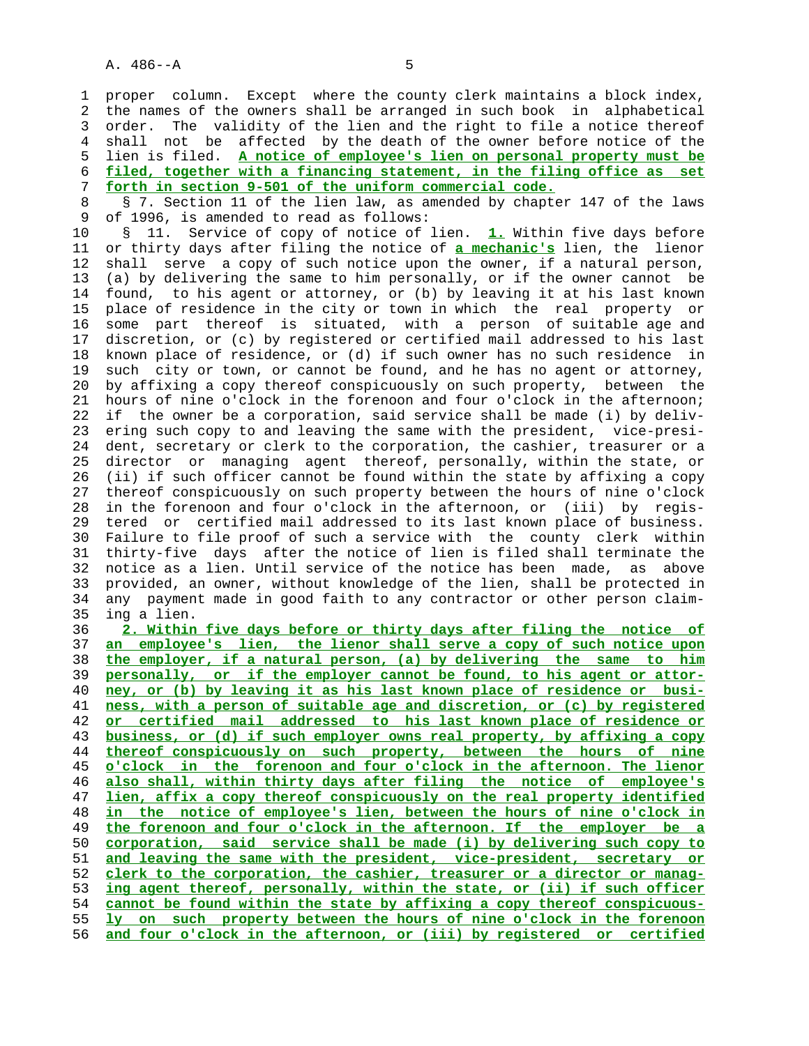proper column. Except where the county clerk maintains a block index, the names of the owners shall be arranged in such book in alphabetical order. The validity of the lien and the right to file a notice thereof shall not be affected by the death of the owner before notice of the lien is filed. **A notice of employee's lien on personal property must be filed, together with a financing statement, in the filing office as set forth in section 9-501 of the uniform commercial code.**

§ 7. Section 11 of the lien law, as amended by chapter 147 of the laws of 1996, is amended to read as follows:

§ 11. Service of copy of notice of lien. **1.** Within five days before or thirty days after filing the notice of **a mechanic's** lien, the lienor shall serve a copy of such notice upon the owner, if a natural person, (a) by delivering the same to him personally, or if the owner cannot be found, to his agent or attorney, or (b) by leaving it at his last known place of residence in the city or town in which the real property or some part thereof is situated, with a person of suitable age and discretion, or (c) by registered or certified mail addressed to his last known place of residence, or (d) if such owner has no such residence in such city or town, or cannot be found, and he has no agent or attorney, by affixing a copy thereof conspicuously on such property, between the hours of nine o'clock in the forenoon and four o'clock in the afternoon; if the owner be a corporation, said service shall be made (i) by delivering such copy to and leaving the same with the president, vice-president, secretary or clerk to the corporation, the cashier, treasurer or a director or managing agent thereof, personally, within the state, or (ii) if such officer cannot be found within the state by affixing a copy thereof conspicuously on such property between the hours of nine o'clock in the forenoon and four o'clock in the afternoon, or (iii) by registered or certified mail addressed to its last known place of business. Failure to file proof of such a service with the county clerk within thirty-five days after the notice of lien is filed shall terminate the notice as a lien. Until service of the notice has been made, as above provided, an owner, without knowledge of the lien, shall be protected in any payment made in good faith to any contractor or other person claiming a lien.

**2. Within five days before or thirty days after filing the notice of an employee's lien, the lienor shall serve a copy of such notice upon the employer, if a natural person, (a) by delivering the same to him personally, or if the employer cannot be found, to his agent or attorney, or (b) by leaving it as his last known place of residence or business, with a person of suitable age and discretion, or (c) by registered or certified mail addressed to his last known place of residence or business, or (d) if such employer owns real property, by affixing a copy thereof conspicuously on such property, between the hours of nine o'clock in the forenoon and four o'clock in the afternoon. The lienor also shall, within thirty days after filing the notice of employee's lien, affix a copy thereof conspicuously on the real property identified in the notice of employee's lien, between the hours of nine o'clock in the forenoon and four o'clock in the afternoon. If the employer be a corporation, said service shall be made (i) by delivering such copy to and leaving the same with the president, vice-president, secretary or clerk to the corporation, the cashier, treasurer or a director or managing agent thereof, personally, within the state, or (ii) if such officer cannot be found within the state by affixing a copy thereof conspicuously on such property between the hours of nine o'clock in the forenoon and four o'clock in the afternoon, or (iii) by registered or certified**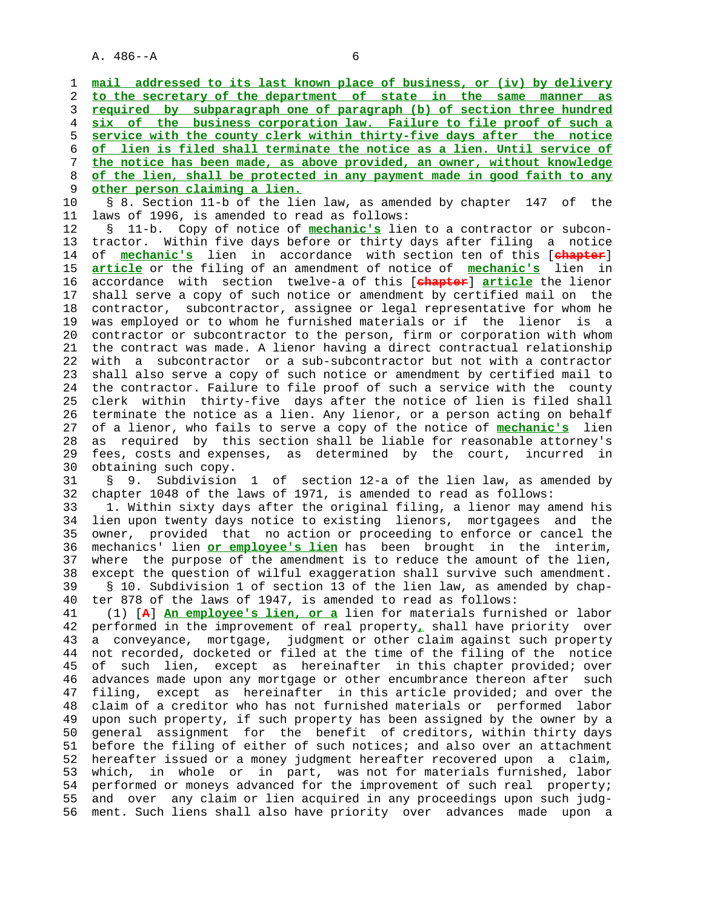**mail addressed to its last known place of business, or (iv) by delivery to the secretary of the department of state in the same manner as required by subparagraph one of paragraph (b) of section three hundred six of the business corporation law. Failure to file proof of such a service with the county clerk within thirty-five days after the notice of lien is filed shall terminate the notice as a lien. Until service of the notice has been made, as above provided, an owner, without knowledge of the lien, shall be protected in any payment made in good faith to any other person claiming a lien.**

§ 8. Section 11-b of the lien law, as amended by chapter 147 of the laws of 1996, is amended to read as follows:

§ 11-b. Copy of notice of **mechanic's** lien to a contractor or subcontractor. Within five days before or thirty days after filing a notice of **mechanic's** lien in accordance with section ten of this [~~chapter~~] **article** or the filing of an amendment of notice of **mechanic's** lien in accordance with section twelve-a of this [~~chapter~~] **article** the lienor shall serve a copy of such notice or amendment by certified mail on the contractor, subcontractor, assignee or legal representative for whom he was employed or to whom he furnished materials or if the lienor is a contractor or subcontractor to the person, firm or corporation with whom the contract was made. A lienor having a direct contractual relationship with a subcontractor or a sub-subcontractor but not with a contractor shall also serve a copy of such notice or amendment by certified mail to the contractor. Failure to file proof of such a service with the county clerk within thirty-five days after the notice of lien is filed shall terminate the notice as a lien. Any lienor, or a person acting on behalf of a lienor, who fails to serve a copy of the notice of **mechanic's** lien as required by this section shall be liable for reasonable attorney's fees, costs and expenses, as determined by the court, incurred in obtaining such copy.

§ 9. Subdivision 1 of section 12-a of the lien law, as amended by chapter 1048 of the laws of 1971, is amended to read as follows:

1. Within sixty days after the original filing, a lienor may amend his lien upon twenty days notice to existing lienors, mortgagees and the owner, provided that no action or proceeding to enforce or cancel the mechanics' lien **or employee's lien** has been brought in the interim, where the purpose of the amendment is to reduce the amount of the lien, except the question of wilful exaggeration shall survive such amendment.

§ 10. Subdivision 1 of section 13 of the lien law, as amended by chapter 878 of the laws of 1947, is amended to read as follows:

(1) [~~A~~] **An employee's lien, or a** lien for materials furnished or labor performed in the improvement of real property**,** shall have priority over a conveyance, mortgage, judgment or other claim against such property not recorded, docketed or filed at the time of the filing of the notice of such lien, except as hereinafter in this chapter provided; over advances made upon any mortgage or other encumbrance thereon after such filing, except as hereinafter in this article provided; and over the claim of a creditor who has not furnished materials or performed labor upon such property, if such property has been assigned by the owner by a general assignment for the benefit of creditors, within thirty days before the filing of either of such notices; and also over an attachment hereafter issued or a money judgment hereafter recovered upon a claim, which, in whole or in part, was not for materials furnished, labor performed or moneys advanced for the improvement of such real property; and over any claim or lien acquired in any proceedings upon such judgment. Such liens shall also have priority over advances made upon a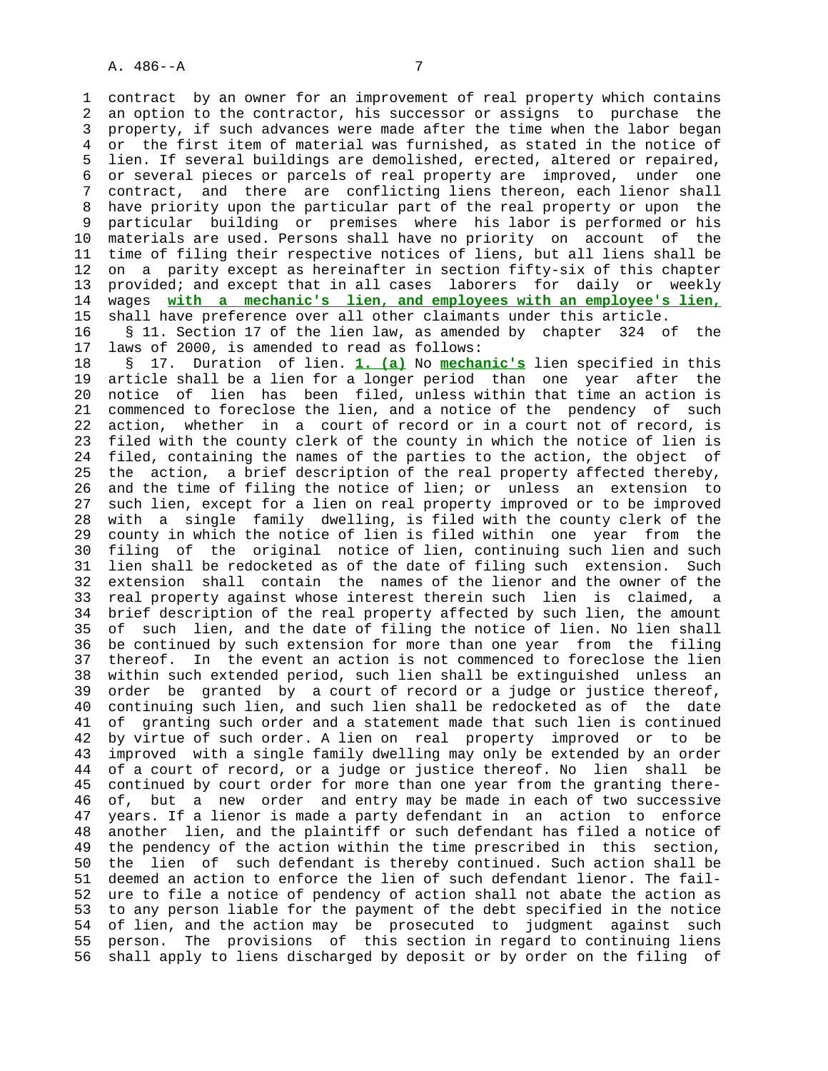contract by an owner for an improvement of real property which contains an option to the contractor, his successor or assigns to purchase the property, if such advances were made after the time when the labor began or the first item of material was furnished, as stated in the notice of lien. If several buildings are demolished, erected, altered or repaired, or several pieces or parcels of real property are improved, under one contract, and there are conflicting liens thereon, each lienor shall have priority upon the particular part of the real property or upon the particular building or premises where his labor is performed or his materials are used. Persons shall have no priority on account of the time of filing their respective notices of liens, but all liens shall be on a parity except as hereinafter in section fifty-six of this chapter provided; and except that in all cases laborers for daily or weekly wages **with a mechanic's lien, and employees with an employee's lien,** shall have preference over all other claimants under this article.

§ 11. Section 17 of the lien law, as amended by chapter 324 of the laws of 2000, is amended to read as follows:

§ 17. Duration of lien. **1. (a)** No **mechanic's** lien specified in this article shall be a lien for a longer period than one year after the notice of lien has been filed, unless within that time an action is commenced to foreclose the lien, and a notice of the pendency of such action, whether in a court of record or in a court not of record, is filed with the county clerk of the county in which the notice of lien is filed, containing the names of the parties to the action, the object of the action, a brief description of the real property affected thereby, and the time of filing the notice of lien; or unless an extension to such lien, except for a lien on real property improved or to be improved with a single family dwelling, is filed with the county clerk of the county in which the notice of lien is filed within one year from the filing of the original notice of lien, continuing such lien and such lien shall be redocketed as of the date of filing such extension. Such extension shall contain the names of the lienor and the owner of the real property against whose interest therein such lien is claimed, a brief description of the real property affected by such lien, the amount of such lien, and the date of filing the notice of lien. No lien shall be continued by such extension for more than one year from the filing thereof. In the event an action is not commenced to foreclose the lien within such extended period, such lien shall be extinguished unless an order be granted by a court of record or a judge or justice thereof, continuing such lien, and such lien shall be redocketed as of the date of granting such order and a statement made that such lien is continued by virtue of such order. A lien on real property improved or to be improved with a single family dwelling may only be extended by an order of a court of record, or a judge or justice thereof. No lien shall be continued by court order for more than one year from the granting thereof, but a new order and entry may be made in each of two successive years. If a lienor is made a party defendant in an action to enforce another lien, and the plaintiff or such defendant has filed a notice of the pendency of the action within the time prescribed in this section, the lien of such defendant is thereby continued. Such action shall be deemed an action to enforce the lien of such defendant lienor. The failure to file a notice of pendency of action shall not abate the action as to any person liable for the payment of the debt specified in the notice of lien, and the action may be prosecuted to judgment against such person. The provisions of this section in regard to continuing liens shall apply to liens discharged by deposit or by order on the filing of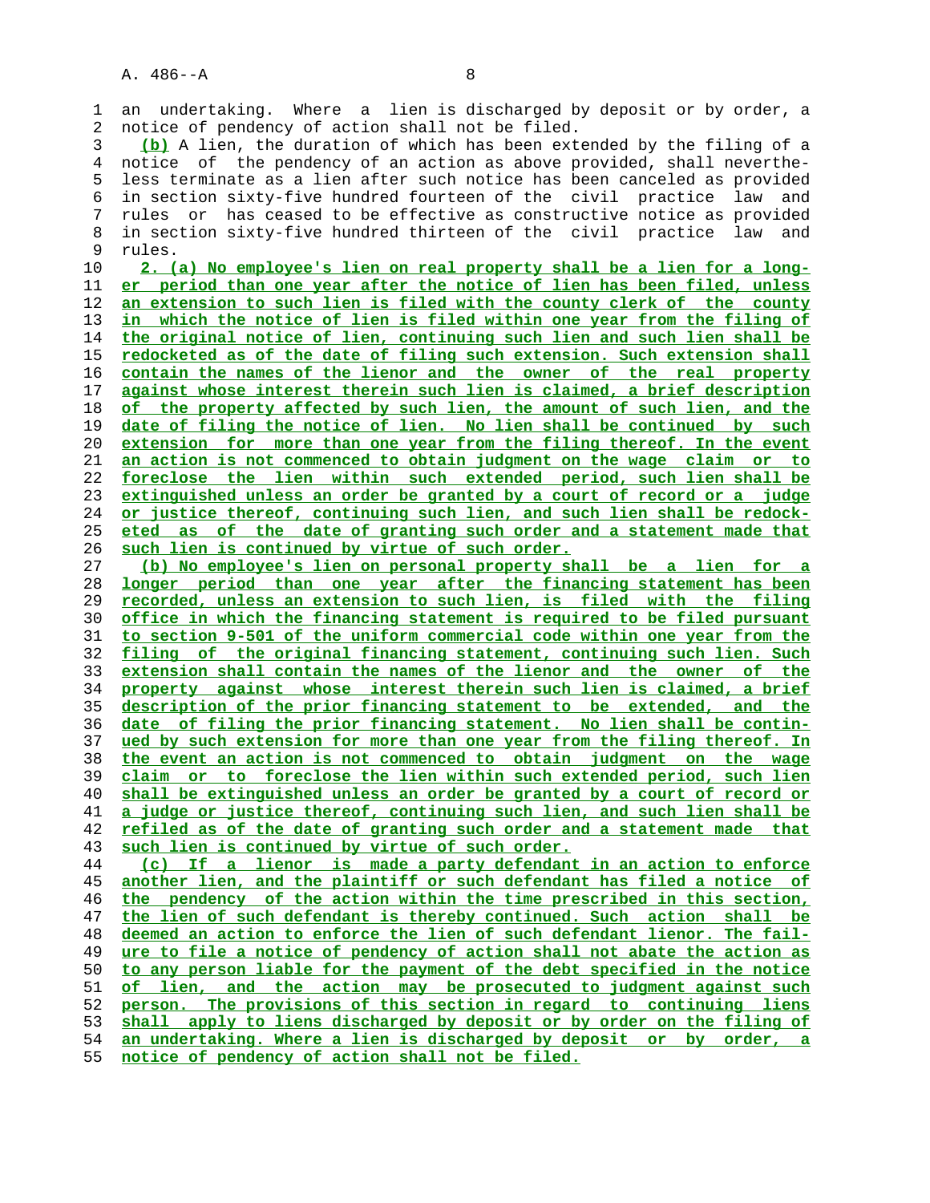an undertaking. Where a lien is discharged by deposit or by order, a notice of pendency of action shall not be filed.

(b) A lien, the duration of which has been extended by the filing of a notice of the pendency of an action as above provided, shall nevertheless terminate as a lien after such notice has been canceled as provided in section sixty-five hundred fourteen of the civil practice law and rules or has ceased to be effective as constructive notice as provided in section sixty-five hundred thirteen of the civil practice law and rules.

2. (a) No employee's lien on real property shall be a lien for a longer period than one year after the notice of lien has been filed, unless an extension to such lien is filed with the county clerk of the county in which the notice of lien is filed within one year from the filing of the original notice of lien, continuing such lien and such lien shall be redocketed as of the date of filing such extension. Such extension shall contain the names of the lienor and the owner of the real property against whose interest therein such lien is claimed, a brief description of the property affected by such lien, the amount of such lien, and the date of filing the notice of lien. No lien shall be continued by such extension for more than one year from the filing thereof. In the event an action is not commenced to obtain judgment on the wage claim or to foreclose the lien within such extended period, such lien shall be extinguished unless an order be granted by a court of record or a judge or justice thereof, continuing such lien, and such lien shall be redocketed as of the date of granting such order and a statement made that such lien is continued by virtue of such order.

(b) No employee's lien on personal property shall be a lien for a longer period than one year after the financing statement has been recorded, unless an extension to such lien, is filed with the filing office in which the financing statement is required to be filed pursuant to section 9-501 of the uniform commercial code within one year from the filing of the original financing statement, continuing such lien. Such extension shall contain the names of the lienor and the owner of the property against whose interest therein such lien is claimed, a brief description of the prior financing statement to be extended, and the date of filing the prior financing statement. No lien shall be continued by such extension for more than one year from the filing thereof. In the event an action is not commenced to obtain judgment on the wage claim or to foreclose the lien within such extended period, such lien shall be extinguished unless an order be granted by a court of record or a judge or justice thereof, continuing such lien, and such lien shall be refiled as of the date of granting such order and a statement made that such lien is continued by virtue of such order.

(c) If a lienor is made a party defendant in an action to enforce another lien, and the plaintiff or such defendant has filed a notice of the pendency of the action within the time prescribed in this section, the lien of such defendant is thereby continued. Such action shall be deemed an action to enforce the lien of such defendant lienor. The failure to file a notice of pendency of action shall not abate the action as to any person liable for the payment of the debt specified in the notice of lien, and the action may be prosecuted to judgment against such person. The provisions of this section in regard to continuing liens shall apply to liens discharged by deposit or by order on the filing of an undertaking. Where a lien is discharged by deposit or by order, a notice of pendency of action shall not be filed.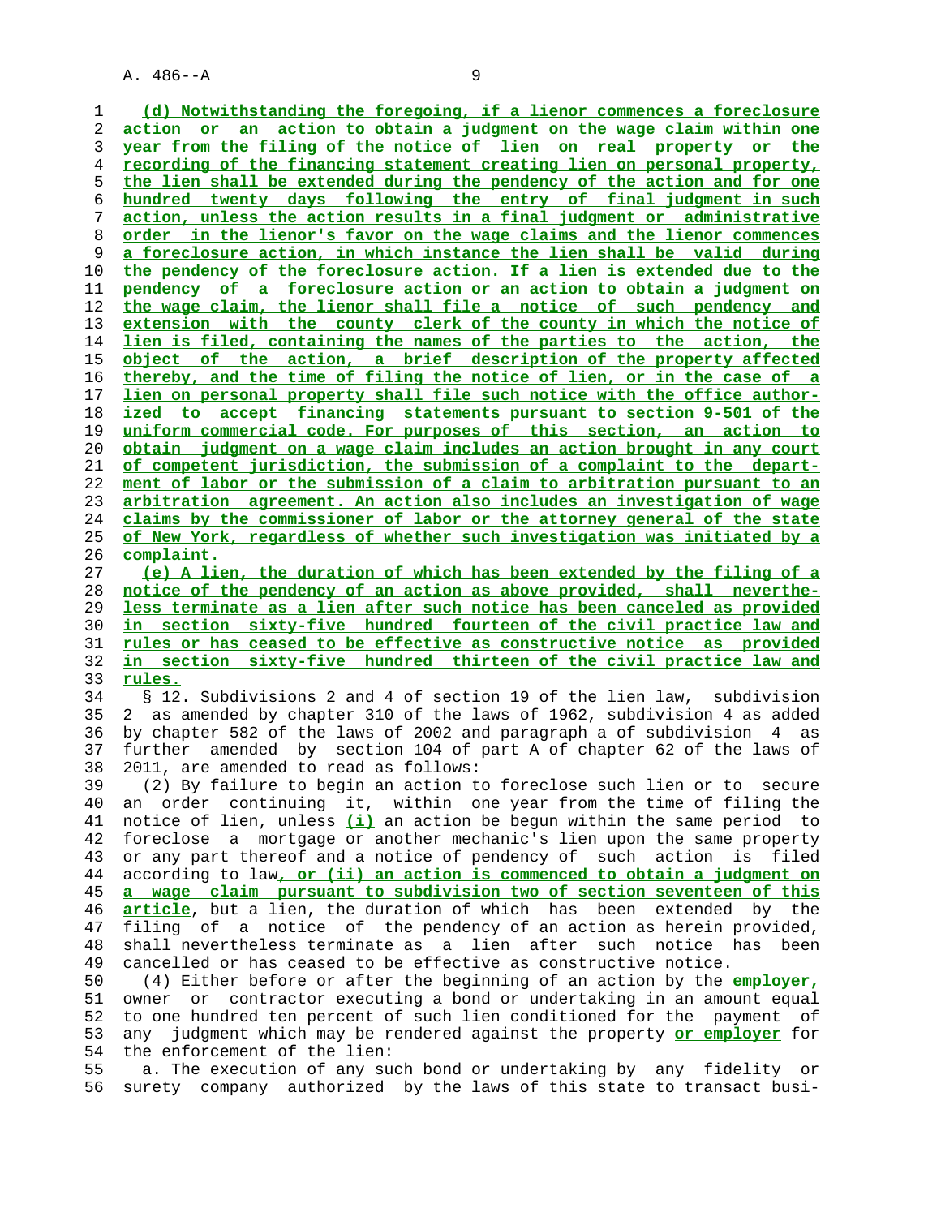(d) Notwithstanding the foregoing, if a lienor commences a foreclosure action or an action to obtain a judgment on the wage claim within one year from the filing of the notice of lien on real property or the recording of the financing statement creating lien on personal property, the lien shall be extended during the pendency of the action and for one hundred twenty days following the entry of final judgment in such action, unless the action results in a final judgment or administrative order in the lienor's favor on the wage claims and the lienor commences a foreclosure action, in which instance the lien shall be valid during the pendency of the foreclosure action. If a lien is extended due to the pendency of a foreclosure action or an action to obtain a judgment on the wage claim, the lienor shall file a notice of such pendency and extension with the county clerk of the county in which the notice of lien is filed, containing the names of the parties to the action, the object of the action, a brief description of the property affected thereby, and the time of filing the notice of lien, or in the case of a lien on personal property shall file such notice with the office authorized to accept financing statements pursuant to section 9-501 of the uniform commercial code. For purposes of this section, an action to obtain judgment on a wage claim includes an action brought in any court of competent jurisdiction, the submission of a complaint to the department of labor or the submission of a claim to arbitration pursuant to an arbitration agreement. An action also includes an investigation of wage claims by the commissioner of labor or the attorney general of the state of New York, regardless of whether such investigation was initiated by a complaint.

(e) A lien, the duration of which has been extended by the filing of a notice of the pendency of an action as above provided, shall nevertheless terminate as a lien after such notice has been canceled as provided in section sixty-five hundred fourteen of the civil practice law and rules or has ceased to be effective as constructive notice as provided in section sixty-five hundred thirteen of the civil practice law and rules.

§ 12. Subdivisions 2 and 4 of section 19 of the lien law, subdivision 2 as amended by chapter 310 of the laws of 1962, subdivision 4 as added by chapter 582 of the laws of 2002 and paragraph a of subdivision 4 as further amended by section 104 of part A of chapter 62 of the laws of 2011, are amended to read as follows:

(2) By failure to begin an action to foreclose such lien or to secure an order continuing it, within one year from the time of filing the notice of lien, unless (i) an action be begun within the same period to foreclose a mortgage or another mechanic's lien upon the same property or any part thereof and a notice of pendency of such action is filed according to law, or (ii) an action is commenced to obtain a judgment on a wage claim pursuant to subdivision two of section seventeen of this article, but a lien, the duration of which has been extended by the filing of a notice of the pendency of an action as herein provided, shall nevertheless terminate as a lien after such notice has been cancelled or has ceased to be effective as constructive notice.

(4) Either before or after the beginning of an action by the employer, owner or contractor executing a bond or undertaking in an amount equal to one hundred ten percent of such lien conditioned for the payment of any judgment which may be rendered against the property or employer for the enforcement of the lien:

a. The execution of any such bond or undertaking by any fidelity or surety company authorized by the laws of this state to transact busi-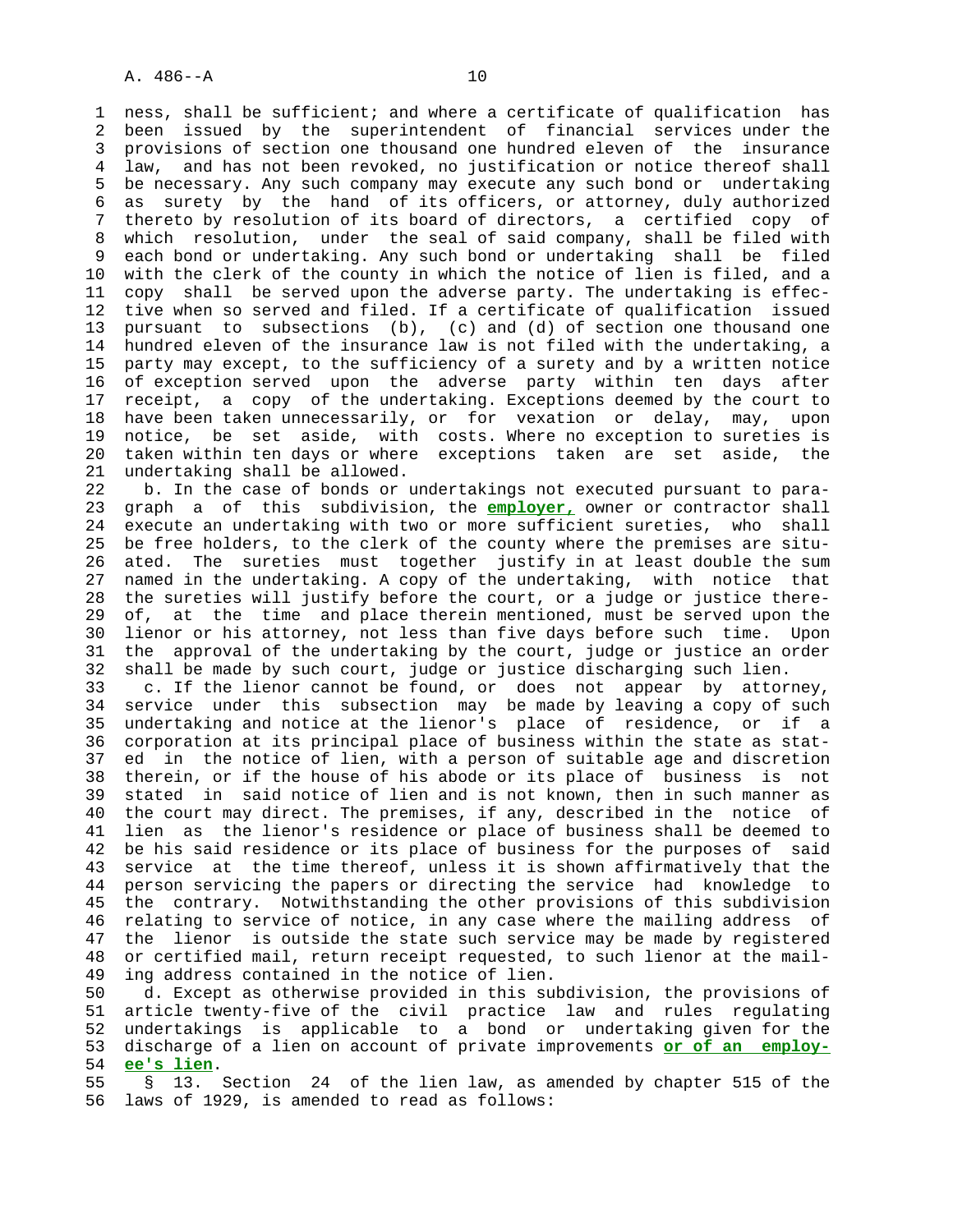ness, shall be sufficient; and where a certificate of qualification has been issued by the superintendent of financial services under the provisions of section one thousand one hundred eleven of the insurance law, and has not been revoked, no justification or notice thereof shall be necessary. Any such company may execute any such bond or undertaking as surety by the hand of its officers, or attorney, duly authorized thereto by resolution of its board of directors, a certified copy of which resolution, under the seal of said company, shall be filed with each bond or undertaking. Any such bond or undertaking shall be filed with the clerk of the county in which the notice of lien is filed, and a copy shall be served upon the adverse party. The undertaking is effective when so served and filed. If a certificate of qualification issued pursuant to subsections (b), (c) and (d) of section one thousand one hundred eleven of the insurance law is not filed with the undertaking, a party may except, to the sufficiency of a surety and by a written notice of exception served upon the adverse party within ten days after receipt, a copy of the undertaking. Exceptions deemed by the court to have been taken unnecessarily, or for vexation or delay, may, upon notice, be set aside, with costs. Where no exception to sureties is taken within ten days or where exceptions taken are set aside, the undertaking shall be allowed.

b. In the case of bonds or undertakings not executed pursuant to paragraph a of this subdivision, the **employer,** owner or contractor shall execute an undertaking with two or more sufficient sureties, who shall be free holders, to the clerk of the county where the premises are situated. The sureties must together justify in at least double the sum named in the undertaking. A copy of the undertaking, with notice that the sureties will justify before the court, or a judge or justice thereof, at the time and place therein mentioned, must be served upon the lienor or his attorney, not less than five days before such time. Upon the approval of the undertaking by the court, judge or justice an order shall be made by such court, judge or justice discharging such lien.

c. If the lienor cannot be found, or does not appear by attorney, service under this subsection may be made by leaving a copy of such undertaking and notice at the lienor's place of residence, or if a corporation at its principal place of business within the state as stated in the notice of lien, with a person of suitable age and discretion therein, or if the house of his abode or its place of business is not stated in said notice of lien and is not known, then in such manner as the court may direct. The premises, if any, described in the notice of lien as the lienor's residence or place of business shall be deemed to be his said residence or its place of business for the purposes of said service at the time thereof, unless it is shown affirmatively that the person servicing the papers or directing the service had knowledge to the contrary. Notwithstanding the other provisions of this subdivision relating to service of notice, in any case where the mailing address of the lienor is outside the state such service may be made by registered or certified mail, return receipt requested, to such lienor at the mailing address contained in the notice of lien.

d. Except as otherwise provided in this subdivision, the provisions of article twenty-five of the civil practice law and rules regulating undertakings is applicable to a bond or undertaking given for the discharge of a lien on account of private improvements **or of an employee's lien**.

§ 13. Section 24 of the lien law, as amended by chapter 515 of the laws of 1929, is amended to read as follows: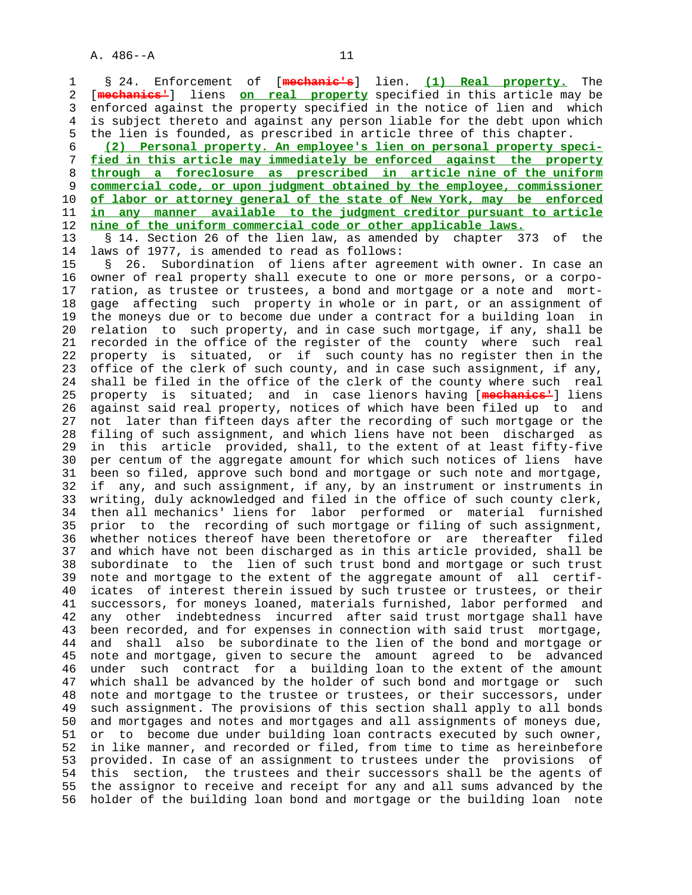§ 24. Enforcement of [~~mechanic's~~] lien. **(1) Real property.** The [~~mechanics'~~] liens **on real property** specified in this article may be enforced against the property specified in the notice of lien and which is subject thereto and against any person liable for the debt upon which the lien is founded, as prescribed in article three of this chapter.

**(2) Personal property. An employee's lien on personal property specified in this article may immediately be enforced against the property through a foreclosure as prescribed in article nine of the uniform commercial code, or upon judgment obtained by the employee, commissioner of labor or attorney general of the state of New York, may be enforced in any manner available to the judgment creditor pursuant to article nine of the uniform commercial code or other applicable laws.**

§ 14. Section 26 of the lien law, as amended by chapter 373 of the laws of 1977, is amended to read as follows:

§ 26. Subordination of liens after agreement with owner. In case an owner of real property shall execute to one or more persons, or a corporation, as trustee or trustees, a bond and mortgage or a note and mortgage affecting such property in whole or in part, or an assignment of the moneys due or to become due under a contract for a building loan in relation to such property, and in case such mortgage, if any, shall be recorded in the office of the register of the county where such real property is situated, or if such county has no register then in the office of the clerk of such county, and in case such assignment, if any, shall be filed in the office of the clerk of the county where such real property is situated; and in case lienors having [~~mechanics'~~] liens against said real property, notices of which have been filed up to and not later than fifteen days after the recording of such mortgage or the filing of such assignment, and which liens have not been discharged as in this article provided, shall, to the extent of at least fifty-five per centum of the aggregate amount for which such notices of liens have been so filed, approve such bond and mortgage or such note and mortgage, if any, and such assignment, if any, by an instrument or instruments in writing, duly acknowledged and filed in the office of such county clerk, then all mechanics' liens for labor performed or material furnished prior to the recording of such mortgage or filing of such assignment, whether notices thereof have been theretofore or are thereafter filed and which have not been discharged as in this article provided, shall be subordinate to the lien of such trust bond and mortgage or such trust note and mortgage to the extent of the aggregate amount of all certificates of interest therein issued by such trustee or trustees, or their successors, for moneys loaned, materials furnished, labor performed and any other indebtedness incurred after said trust mortgage shall have been recorded, and for expenses in connection with said trust mortgage, and shall also be subordinate to the lien of the bond and mortgage or note and mortgage, given to secure the amount agreed to be advanced under such contract for a building loan to the extent of the amount which shall be advanced by the holder of such bond and mortgage or such note and mortgage to the trustee or trustees, or their successors, under such assignment. The provisions of this section shall apply to all bonds and mortgages and notes and mortgages and all assignments of moneys due, or to become due under building loan contracts executed by such owner, in like manner, and recorded or filed, from time to time as hereinbefore provided. In case of an assignment to trustees under the provisions of this section, the trustees and their successors shall be the agents of the assignor to receive and receipt for any and all sums advanced by the holder of the building loan bond and mortgage or the building loan note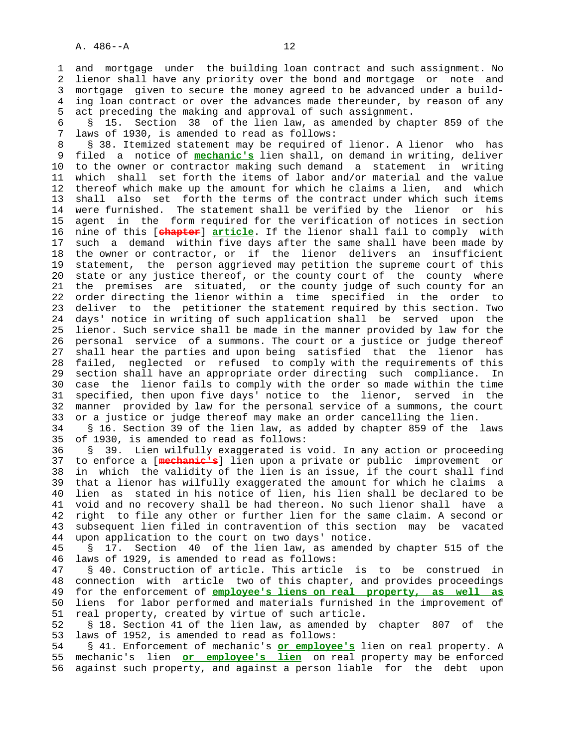and mortgage under the building loan contract and such assignment. No lienor shall have any priority over the bond and mortgage or note and mortgage given to secure the money agreed to be advanced under a building loan contract or over the advances made thereunder, by reason of any act preceding the making and approval of such assignment.

§ 15. Section 38 of the lien law, as amended by chapter 859 of the laws of 1930, is amended to read as follows:

§ 38. Itemized statement may be required of lienor. A lienor who has filed a notice of **mechanic's** lien shall, on demand in writing, deliver to the owner or contractor making such demand a statement in writing which shall set forth the items of labor and/or material and the value thereof which make up the amount for which he claims a lien, and which shall also set forth the terms of the contract under which such items were furnished. The statement shall be verified by the lienor or his agent in the form required for the verification of notices in section nine of this [~~chapter~~] **article**. If the lienor shall fail to comply with such a demand within five days after the same shall have been made by the owner or contractor, or if the lienor delivers an insufficient statement, the person aggrieved may petition the supreme court of this state or any justice thereof, or the county court of the county where the premises are situated, or the county judge of such county for an order directing the lienor within a time specified in the order to deliver to the petitioner the statement required by this section. Two days' notice in writing of such application shall be served upon the lienor. Such service shall be made in the manner provided by law for the personal service of a summons. The court or a justice or judge thereof shall hear the parties and upon being satisfied that the lienor has failed, neglected or refused to comply with the requirements of this section shall have an appropriate order directing such compliance. In case the lienor fails to comply with the order so made within the time specified, then upon five days' notice to the lienor, served in the manner provided by law for the personal service of a summons, the court or a justice or judge thereof may make an order cancelling the lien.

§ 16. Section 39 of the lien law, as added by chapter 859 of the laws of 1930, is amended to read as follows:

§ 39. Lien wilfully exaggerated is void. In any action or proceeding to enforce a [~~mechanic's~~] lien upon a private or public improvement or in which the validity of the lien is an issue, if the court shall find that a lienor has wilfully exaggerated the amount for which he claims a lien as stated in his notice of lien, his lien shall be declared to be void and no recovery shall be had thereon. No such lienor shall have a right to file any other or further lien for the same claim. A second or subsequent lien filed in contravention of this section may be vacated upon application to the court on two days' notice.

§ 17. Section 40 of the lien law, as amended by chapter 515 of the laws of 1929, is amended to read as follows:

§ 40. Construction of article. This article is to be construed in connection with article two of this chapter, and provides proceedings for the enforcement of **employee's liens on real property, as well as** liens for labor performed and materials furnished in the improvement of real property, created by virtue of such article.

§ 18. Section 41 of the lien law, as amended by chapter 807 of the laws of 1952, is amended to read as follows:

§ 41. Enforcement of mechanic's **or employee's** lien on real property. A mechanic's lien **or employee's lien** on real property may be enforced against such property, and against a person liable for the debt upon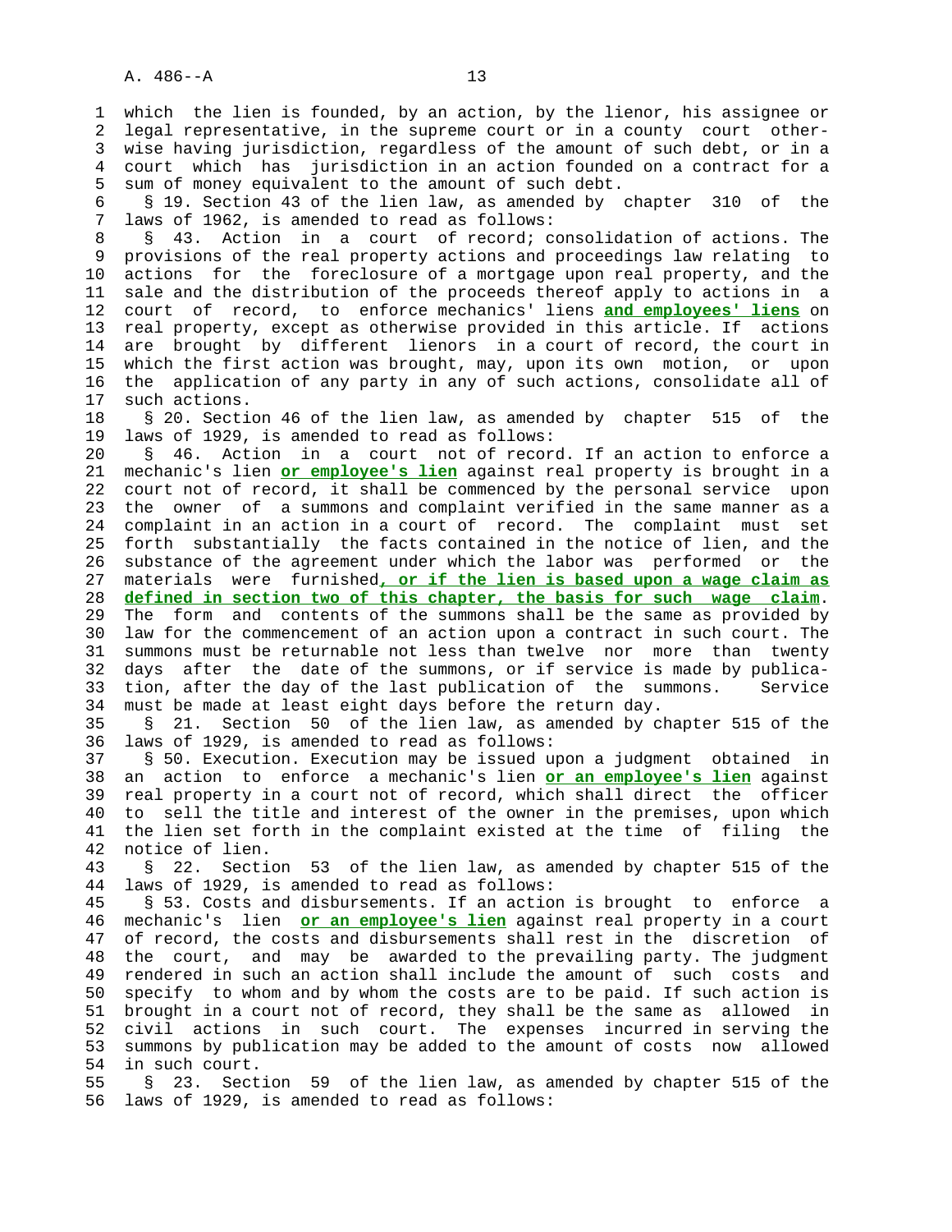which the lien is founded, by an action, by the lienor, his assignee or legal representative, in the supreme court or in a county court otherwise having jurisdiction, regardless of the amount of such debt, or in a court which has jurisdiction in an action founded on a contract for a sum of money equivalent to the amount of such debt.

§ 19. Section 43 of the lien law, as amended by chapter 310 of the laws of 1962, is amended to read as follows:

§ 43. Action in a court of record; consolidation of actions. The provisions of the real property actions and proceedings law relating to actions for the foreclosure of a mortgage upon real property, and the sale and the distribution of the proceeds thereof apply to actions in a court of record, to enforce mechanics' liens **and employees' liens** on real property, except as otherwise provided in this article. If actions are brought by different lienors in a court of record, the court in which the first action was brought, may, upon its own motion, or upon the application of any party in any of such actions, consolidate all of such actions.

§ 20. Section 46 of the lien law, as amended by chapter 515 of the laws of 1929, is amended to read as follows:

§ 46. Action in a court not of record. If an action to enforce a mechanic's lien **or employee's lien** against real property is brought in a court not of record, it shall be commenced by the personal service upon the owner of a summons and complaint verified in the same manner as a complaint in an action in a court of record. The complaint must set forth substantially the facts contained in the notice of lien, and the substance of the agreement under which the labor was performed or the materials were furnished**, or if the lien is based upon a wage claim as defined in section two of this chapter, the basis for such wage claim**. The form and contents of the summons shall be the same as provided by law for the commencement of an action upon a contract in such court. The summons must be returnable not less than twelve nor more than twenty days after the date of the summons, or if service is made by publication, after the day of the last publication of the summons. Service must be made at least eight days before the return day.

§ 21. Section 50 of the lien law, as amended by chapter 515 of the laws of 1929, is amended to read as follows:

§ 50. Execution. Execution may be issued upon a judgment obtained in an action to enforce a mechanic's lien **or an employee's lien** against real property in a court not of record, which shall direct the officer to sell the title and interest of the owner in the premises, upon which the lien set forth in the complaint existed at the time of filing the notice of lien.

§ 22. Section 53 of the lien law, as amended by chapter 515 of the laws of 1929, is amended to read as follows:

§ 53. Costs and disbursements. If an action is brought to enforce a mechanic's lien **or an employee's lien** against real property in a court of record, the costs and disbursements shall rest in the discretion of the court, and may be awarded to the prevailing party. The judgment rendered in such an action shall include the amount of such costs and specify to whom and by whom the costs are to be paid. If such action is brought in a court not of record, they shall be the same as allowed in civil actions in such court. The expenses incurred in serving the summons by publication may be added to the amount of costs now allowed in such court.

§ 23. Section 59 of the lien law, as amended by chapter 515 of the laws of 1929, is amended to read as follows: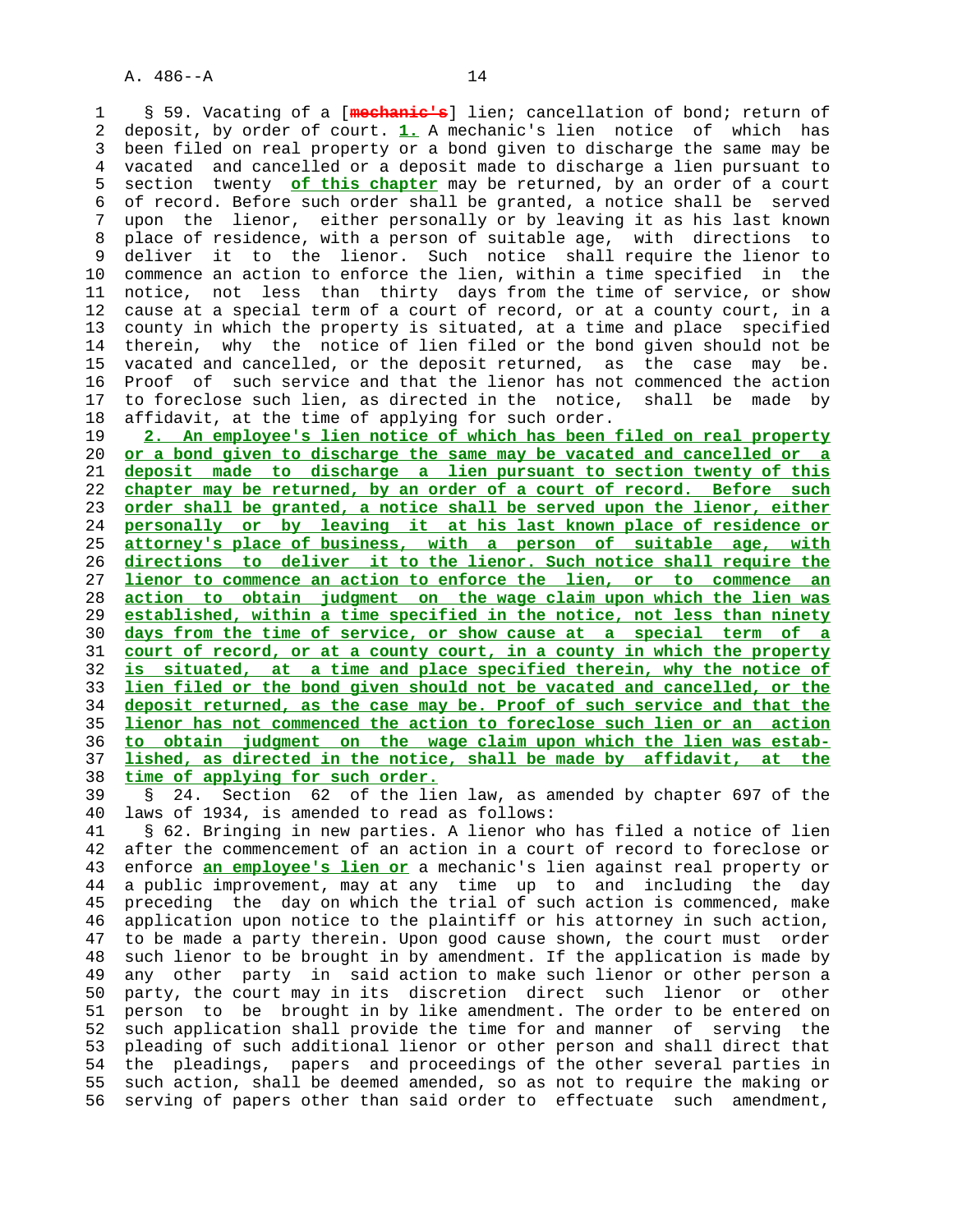§ 59. Vacating of a [~~mechanic's~~] lien; cancellation of bond; return of deposit, by order of court. __1.__ A mechanic's lien notice of which has been filed on real property or a bond given to discharge the same may be vacated and cancelled or a deposit made to discharge a lien pursuant to section twenty __of this chapter__ may be returned, by an order of a court of record. Before such order shall be granted, a notice shall be served upon the lienor, either personally or by leaving it as his last known place of residence, with a person of suitable age, with directions to deliver it to the lienor. Such notice shall require the lienor to commence an action to enforce the lien, within a time specified in the notice, not less than thirty days from the time of service, or show cause at a special term of a court of record, or at a county court, in a county in which the property is situated, at a time and place specified therein, why the notice of lien filed or the bond given should not be vacated and cancelled, or the deposit returned, as the case may be. Proof of such service and that the lienor has not commenced the action to foreclose such lien, as directed in the notice, shall be made by affidavit, at the time of applying for such order.

__2. An employee's lien notice of which has been filed on real property or a bond given to discharge the same may be vacated and cancelled or a deposit made to discharge a lien pursuant to section twenty of this chapter may be returned, by an order of a court of record. Before such order shall be granted, a notice shall be served upon the lienor, either personally or by leaving it at his last known place of residence or attorney's place of business, with a person of suitable age, with directions to deliver it to the lienor. Such notice shall require the lienor to commence an action to enforce the lien, or to commence an action to obtain judgment on the wage claim upon which the lien was established, within a time specified in the notice, not less than ninety days from the time of service, or show cause at a special term of a court of record, or at a county court, in which the property is situated, at a time and place specified therein, why the notice of lien filed or the bond given should not be vacated and cancelled, or the deposit returned, as the case may be. Proof of such service and that the lienor has not commenced the action to foreclose such lien or an action to obtain judgment on the wage claim upon which the lien was established, as directed in the notice, shall be made by affidavit, at the time of applying for such order.__

§ 24. Section 62 of the lien law, as amended by chapter 697 of the laws of 1934, is amended to read as follows:

§ 62. Bringing in new parties. A lienor who has filed a notice of lien after the commencement of an action in a court of record to foreclose or enforce __an employee's lien or__ a mechanic's lien against real property or a public improvement, may at any time up to and including the day preceding the day on which the trial of such action is commenced, make application upon notice to the plaintiff or his attorney in such action, to be made a party therein. Upon good cause shown, the court must order such lienor to be brought in by amendment. If the application is made by any other party in said action to make such lienor or other person a party, the court may in its discretion direct such lienor or other person to be brought in by like amendment. The order to be entered on such application shall provide the time for and manner of serving the pleading of such additional lienor or other person and shall direct that the pleadings, papers and proceedings of the other several parties in such action, shall be deemed amended, so as not to require the making or serving of papers other than said order to effectuate such amendment,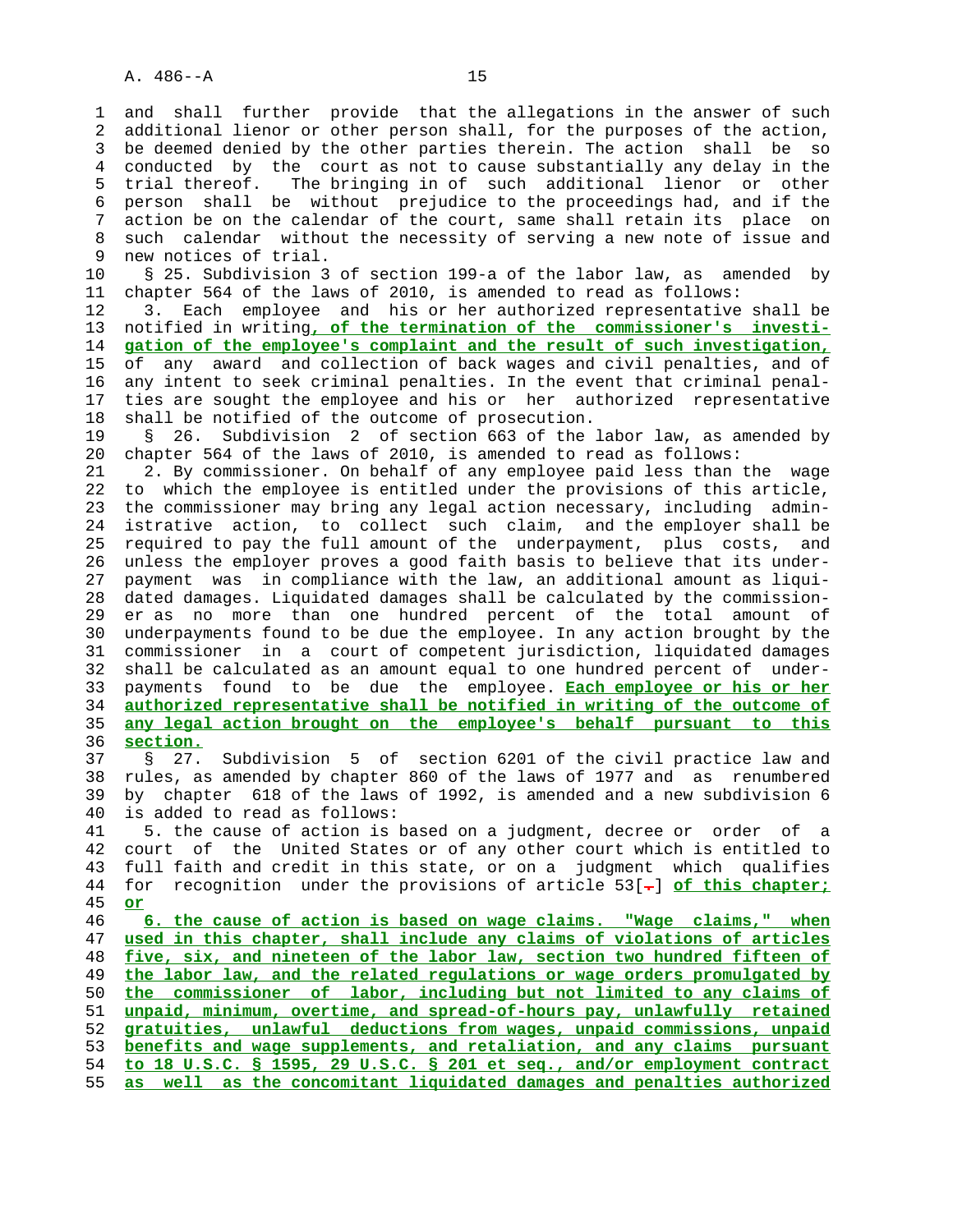and shall further provide that the allegations in the answer of such additional lienor or other person shall, for the purposes of the action, be deemed denied by the other parties therein. The action shall be so conducted by the court as not to cause substantially any delay in the trial thereof. The bringing in of such additional lienor or other person shall be without prejudice to the proceedings had, and if the action be on the calendar of the court, same shall retain its place on such calendar without the necessity of serving a new note of issue and new notices of trial.

§ 25. Subdivision 3 of section 199-a of the labor law, as amended by chapter 564 of the laws of 2010, is amended to read as follows:

3. Each employee and his or her authorized representative shall be notified in writing**, of the termination of the commissioner's investigation of the employee's complaint and the result of such investigation,** of any award and collection of back wages and civil penalties, and of any intent to seek criminal penalties. In the event that criminal penalties are sought the employee and his or her authorized representative shall be notified of the outcome of prosecution.

§ 26. Subdivision 2 of section 663 of the labor law, as amended by chapter 564 of the laws of 2010, is amended to read as follows:

2. By commissioner. On behalf of any employee paid less than the wage to which the employee is entitled under the provisions of this article, the commissioner may bring any legal action necessary, including administrative action, to collect such claim, and the employer shall be required to pay the full amount of the underpayment, plus costs, and unless the employer proves a good faith basis to believe that its underpayment was in compliance with the law, an additional amount as liquidated damages. Liquidated damages shall be calculated by the commissioner as no more than one hundred percent of the total amount of underpayments found to be due the employee. In any action brought by the commissioner in a court of competent jurisdiction, liquidated damages shall be calculated as an amount equal to one hundred percent of underpayments found to be due the employee. **Each employee or his or her authorized representative shall be notified in writing of the outcome of any legal action brought on the employee's behalf pursuant to this section.**

§ 27. Subdivision 5 of section 6201 of the civil practice law and rules, as amended by chapter 860 of the laws of 1977 and as renumbered by chapter 618 of the laws of 1992, is amended and a new subdivision 6 is added to read as follows:

5. the cause of action is based on a judgment, decree or order of a court of the United States or of any other court which is entitled to full faith and credit in this state, or on a judgment which qualifies for recognition under the provisions of article 53[.] **of this chapter; or**

**6. the cause of action is based on wage claims. "Wage claims," when used in this chapter, shall include any claims of violations of articles five, six, and nineteen of the labor law, section two hundred fifteen of the labor law, and the related regulations or wage orders promulgated by the commissioner of labor, including but not limited to any claims of unpaid, minimum, overtime, and spread-of-hours pay, unlawfully retained gratuities, unlawful deductions from wages, unpaid commissions, unpaid benefits and wage supplements, and retaliation, and any claims pursuant to 18 U.S.C. § 1595, 29 U.S.C. § 201 et seq., and/or employment contract as well as the concomitant liquidated damages and penalties authorized**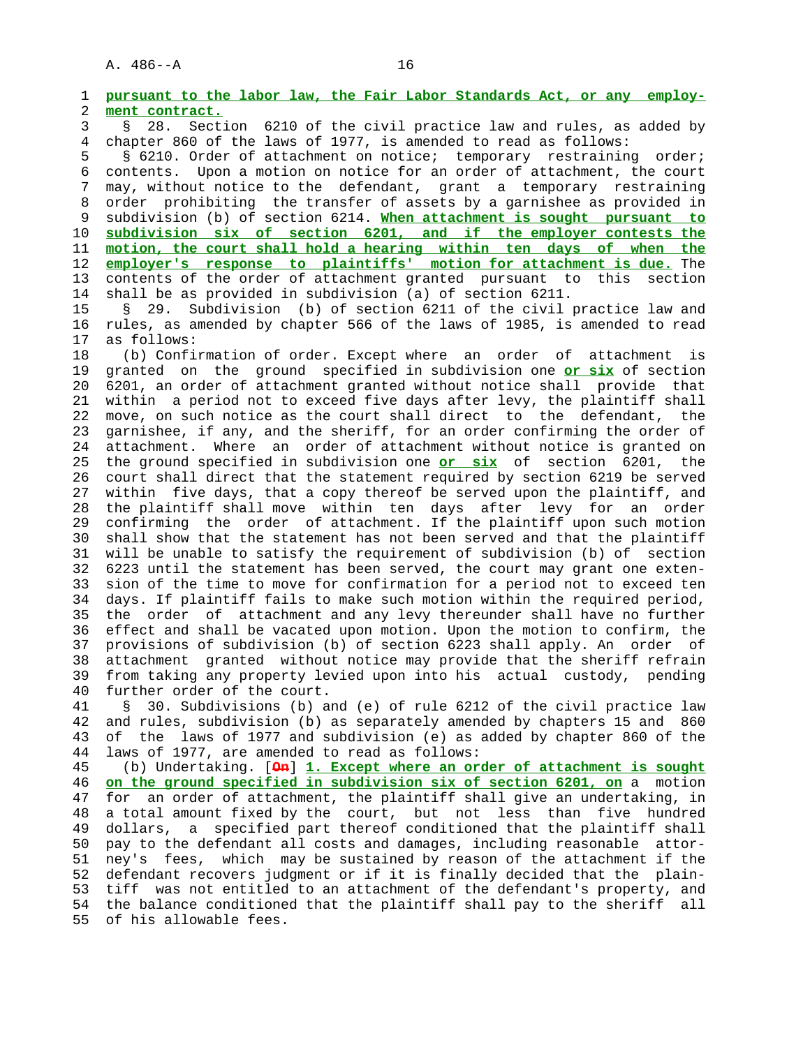**pursuant to the labor law, the Fair Labor Standards Act, or any employment contract.**

§ 28. Section 6210 of the civil practice law and rules, as added by chapter 860 of the laws of 1977, is amended to read as follows:

§ 6210. Order of attachment on notice; temporary restraining order; contents. Upon a motion on notice for an order of attachment, the court may, without notice to the defendant, grant a temporary restraining order prohibiting the transfer of assets by a garnishee as provided in subdivision (b) of section 6214. **When attachment is sought pursuant to subdivision six of section 6201, and if the employer contests the motion, the court shall hold a hearing within ten days of when the employer's response to plaintiffs' motion for attachment is due.** The contents of the order of attachment granted pursuant to this section shall be as provided in subdivision (a) of section 6211.

§ 29. Subdivision (b) of section 6211 of the civil practice law and rules, as amended by chapter 566 of the laws of 1985, is amended to read as follows:

(b) Confirmation of order. Except where an order of attachment is granted on the ground specified in subdivision one **or six** of section 6201, an order of attachment granted without notice shall provide that within a period not to exceed five days after levy, the plaintiff shall move, on such notice as the court shall direct to the defendant, the garnishee, if any, and the sheriff, for an order confirming the order of attachment. Where an order of attachment without notice is granted on the ground specified in subdivision one **or six** of section 6201, the court shall direct that the statement required by section 6219 be served within five days, that a copy thereof be served upon the plaintiff, and the plaintiff shall move within ten days after levy for an order confirming the order of attachment. If the plaintiff upon such motion shall show that the statement has not been served and that the plaintiff will be unable to satisfy the requirement of subdivision (b) of section 6223 until the statement has been served, the court may grant one extension of the time to move for confirmation for a period not to exceed ten days. If plaintiff fails to make such motion within the required period, the order of attachment and any levy thereunder shall have no further effect and shall be vacated upon motion. Upon the motion to confirm, the provisions of subdivision (b) of section 6223 shall apply. An order of attachment granted without notice may provide that the sheriff refrain from taking any property levied upon into his actual custody, pending further order of the court.

§ 30. Subdivisions (b) and (e) of rule 6212 of the civil practice law and rules, subdivision (b) as separately amended by chapters 15 and 860 of the laws of 1977 and subdivision (e) as added by chapter 860 of the laws of 1977, are amended to read as follows:

(b) Undertaking. [~~On~~] **1. Except where an order of attachment is sought on the ground specified in subdivision six of section 6201, on** a motion for an order of attachment, the plaintiff shall give an undertaking, in a total amount fixed by the court, but not less than five hundred dollars, a specified part thereof conditioned that the plaintiff shall pay to the defendant all costs and damages, including reasonable attorney's fees, which may be sustained by reason of the attachment if the defendant recovers judgment or if it is finally decided that the plaintiff was not entitled to an attachment of the defendant's property, and the balance conditioned that the plaintiff shall pay to the sheriff all of his allowable fees.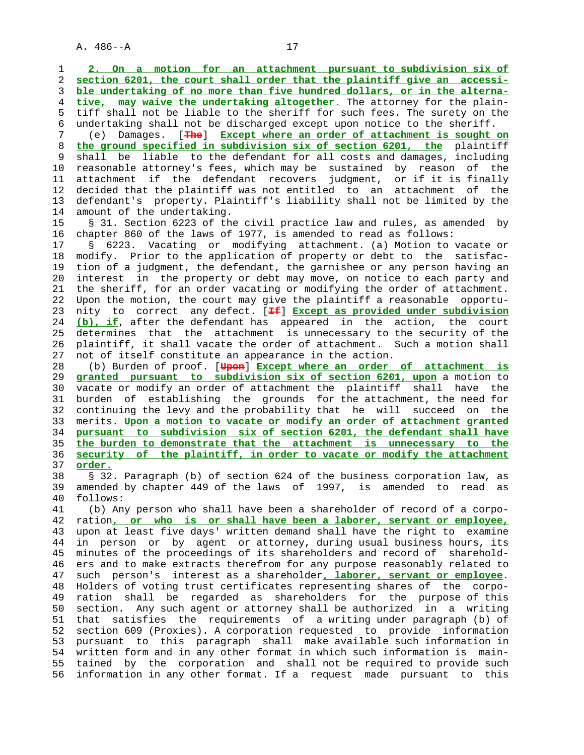2. On a motion for an attachment pursuant to subdivision six of section 6201, the court shall order that the plaintiff give an accessible undertaking of no more than five hundred dollars, or in the alternative, may waive the undertaking altogether. The attorney for the plaintiff shall not be liable to the sheriff for such fees. The surety on the undertaking shall not be discharged except upon notice to the sheriff.

(e) Damages. [The] Except where an order of attachment is sought on the ground specified in subdivision six of section 6201, the plaintiff shall be liable to the defendant for all costs and damages, including reasonable attorney's fees, which may be sustained by reason of the attachment if the defendant recovers judgment, or if it is finally decided that the plaintiff was not entitled to an attachment of the defendant's property. Plaintiff's liability shall not be limited by the amount of the undertaking.

§ 31. Section 6223 of the civil practice law and rules, as amended by chapter 860 of the laws of 1977, is amended to read as follows:

§ 6223. Vacating or modifying attachment. (a) Motion to vacate or modify. Prior to the application of property or debt to the satisfaction of a judgment, the defendant, the garnishee or any person having an interest in the property or debt may move, on notice to each party and the sheriff, for an order vacating or modifying the order of attachment. Upon the motion, the court may give the plaintiff a reasonable opportunity to correct any defect. [If] Except as provided under subdivision (b), if, after the defendant has appeared in the action, the court determines that the attachment is unnecessary to the security of the plaintiff, it shall vacate the order of attachment. Such a motion shall not of itself constitute an appearance in the action.

(b) Burden of proof. [Upon] Except where an order of attachment is granted pursuant to subdivision six of section 6201, upon a motion to vacate or modify an order of attachment the plaintiff shall have the burden of establishing the grounds for the attachment, the need for continuing the levy and the probability that he will succeed on the merits. Upon a motion to vacate or modify an order of attachment granted pursuant to subdivision six of section 6201, the defendant shall have the burden to demonstrate that the attachment is unnecessary to the security of the plaintiff, in order to vacate or modify the attachment order.

§ 32. Paragraph (b) of section 624 of the business corporation law, as amended by chapter 449 of the laws of 1997, is amended to read as follows:

(b) Any person who shall have been a shareholder of record of a corporation, or who is or shall have been a laborer, servant or employee, upon at least five days' written demand shall have the right to examine in person or by agent or attorney, during usual business hours, its minutes of the proceedings of its shareholders and record of shareholders and to make extracts therefrom for any purpose reasonably related to such person's interest as a shareholder, laborer, servant or employee. Holders of voting trust certificates representing shares of the corporation shall be regarded as shareholders for the purpose of this section. Any such agent or attorney shall be authorized in a writing that satisfies the requirements of a writing under paragraph (b) of section 609 (Proxies). A corporation requested to provide information pursuant to this paragraph shall make available such information in written form and in any other format in which such information is maintained by the corporation and shall not be required to provide such information in any other format. If a request made pursuant to this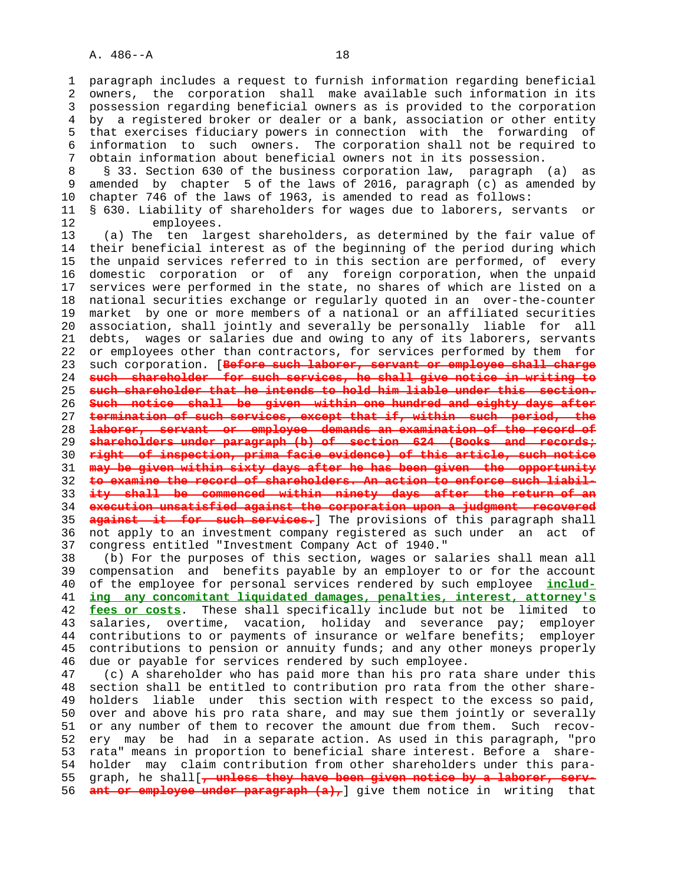paragraph includes a request to furnish information regarding beneficial owners, the corporation shall make available such information in its possession regarding beneficial owners as is provided to the corporation by a registered broker or dealer or a bank, association or other entity that exercises fiduciary powers in connection with the forwarding of information to such owners. The corporation shall not be required to obtain information about beneficial owners not in its possession.

§ 33. Section 630 of the business corporation law, paragraph (a) as amended by chapter 5 of the laws of 2016, paragraph (c) as amended by chapter 746 of the laws of 1963, is amended to read as follows:

§ 630. Liability of shareholders for wages due to laborers, servants or employees.

(a) The ten largest shareholders, as determined by the fair value of their beneficial interest as of the beginning of the period during which the unpaid services referred to in this section are performed, of every domestic corporation or of any foreign corporation, when the unpaid services were performed in the state, no shares of which are listed on a national securities exchange or regularly quoted in an over-the-counter market by one or more members of a national or an affiliated securities association, shall jointly and severally be personally liable for all debts, wages or salaries due and owing to any of its laborers, servants or employees other than contractors, for services performed by them for such corporation. [~~Before such laborer, servant or employee shall charge such shareholder for such services, he shall give notice in writing to such shareholder that he intends to hold him liable under this section. Such notice shall be given within one hundred and eighty days after termination of such services, except that if, within such period, the laborer, servant or employee demands an examination of the record of shareholders under paragraph (b) of section 624 (Books and records; right of inspection, prima facie evidence) of this article, such notice may be given within sixty days after he has been given the opportunity to examine the record of shareholders. An action to enforce such liability shall be commenced within ninety days after the return of an execution unsatisfied against the corporation upon a judgment recovered against it for such services.~~] The provisions of this paragraph shall not apply to an investment company registered as such under an act of congress entitled "Investment Company Act of 1940."

(b) For the purposes of this section, wages or salaries shall mean all compensation and benefits payable by an employer to or for the account of the employee for personal services rendered by such employee **<u>including any concomitant liquidated damages, penalties, interest, attorney's fees or costs</u>**. These shall specifically include but not be limited to salaries, overtime, vacation, holiday and severance pay; employer contributions to or payments of insurance or welfare benefits; employer contributions to pension or annuity funds; and any other moneys properly due or payable for services rendered by such employee.

(c) A shareholder who has paid more than his pro rata share under this section shall be entitled to contribution pro rata from the other shareholders liable under this section with respect to the excess so paid, over and above his pro rata share, and may sue them jointly or severally or any number of them to recover the amount due from them. Such recovery may be had in a separate action. As used in this paragraph, "pro rata" means in proportion to beneficial share interest. Before a shareholder may claim contribution from other shareholders under this paragraph, he shall[~~, unless they have been given notice by a laborer, servant or employee under paragraph (a),~~] give them notice in writing that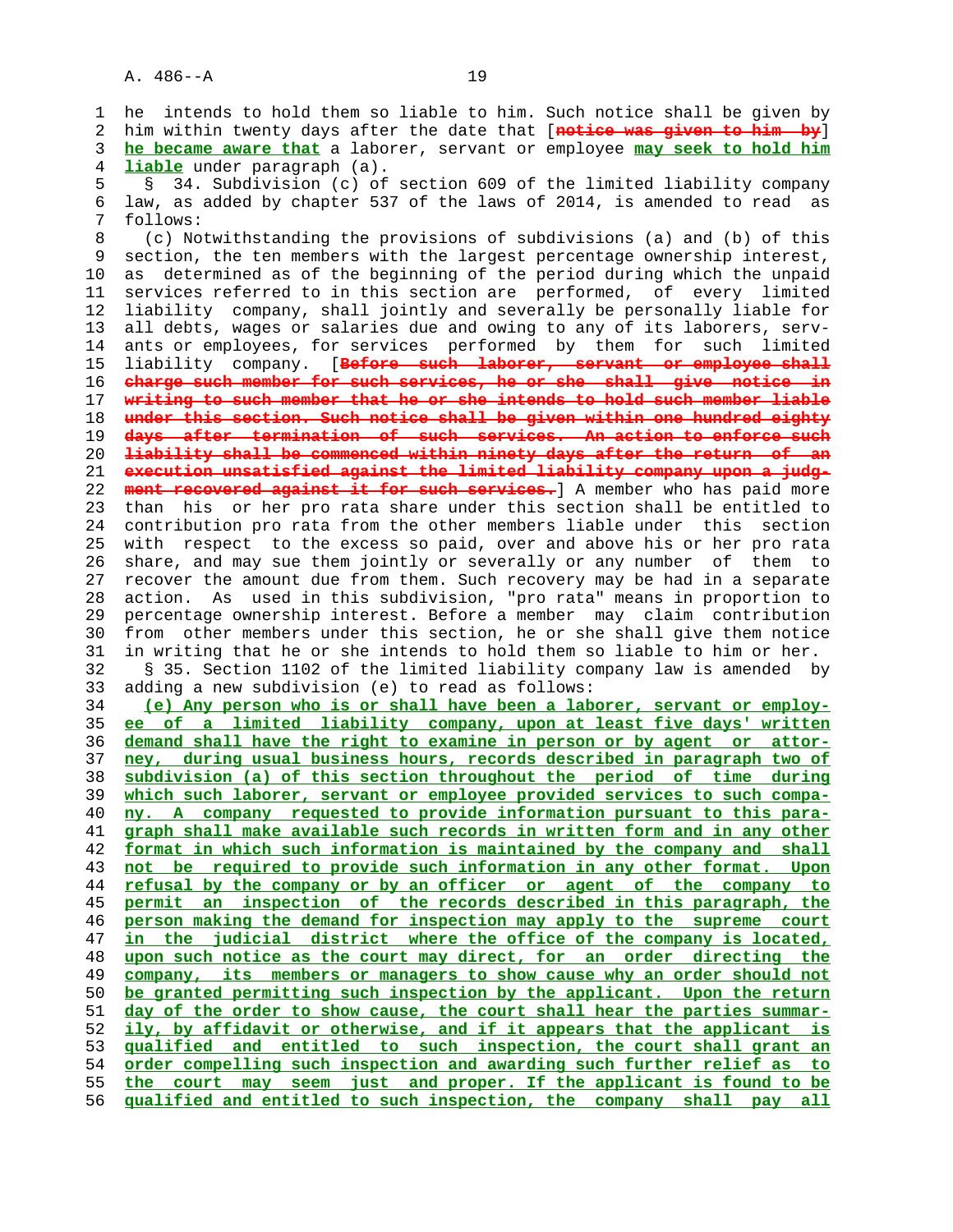he intends to hold them so liable to him. Such notice shall be given by him within twenty days after the date that [~~notice was given to him by~~] **he became aware that** a laborer, servant or employee **may seek to hold him liable** under paragraph (a).

§ 34. Subdivision (c) of section 609 of the limited liability company law, as added by chapter 537 of the laws of 2014, is amended to read as follows:

(c) Notwithstanding the provisions of subdivisions (a) and (b) of this section, the ten members with the largest percentage ownership interest, as determined as of the beginning of the period during which the unpaid services referred to in this section are performed, of every limited liability company, shall jointly and severally be personally liable for all debts, wages or salaries due and owing to any of its laborers, servants or employees, for services performed by them for such limited liability company. [~~Before such laborer, servant or employee shall charge such member for such services, he or she shall give notice in writing to such member that he or she intends to hold such member liable under this section. Such notice shall be given within one hundred eighty days after termination of such services. An action to enforce such liability shall be commenced within ninety days after the return of an execution unsatisfied against the limited liability company upon a judgment recovered against it for such services.~~] A member who has paid more than his or her pro rata share under this section shall be entitled to contribution pro rata from the other members liable under this section with respect to the excess so paid, over and above his or her pro rata share, and may sue them jointly or severally or any number of them to recover the amount due from them. Such recovery may be had in a separate action. As used in this subdivision, "pro rata" means in proportion to percentage ownership interest. Before a member may claim contribution from other members under this section, he or she shall give them notice in writing that he or she intends to hold them so liable to him or her.

§ 35. Section 1102 of the limited liability company law is amended by adding a new subdivision (e) to read as follows:

**(e) Any person who is or shall have been a laborer, servant or employee of a limited liability company, upon at least five days' written demand shall have the right to examine in person or by agent or attorney, during usual business hours, records described in paragraph two of subdivision (a) of this section throughout the period of time during which such laborer, servant or employee provided services to such company. A company requested to provide information pursuant to this paragraph shall make available such records in written form and in any other format in which such information is maintained by the company and shall not be required to provide such information in any other format. Upon refusal by the company or by an officer or agent of the company to permit an inspection of the records described in this paragraph, the person making the demand for inspection may apply to the supreme court in the judicial district where the office of the company is located, upon such notice as the court may direct, for an order directing the company, its members or managers to show cause why an order should not be granted permitting such inspection by the applicant. Upon the return day of the order to show cause, the court shall hear the parties summarily, by affidavit or otherwise, and if it appears that the applicant is qualified and entitled to such inspection, the court shall grant an order compelling such inspection and awarding such further relief as to the court may seem just and proper. If the applicant is found to be qualified and entitled to such inspection, the company shall pay all**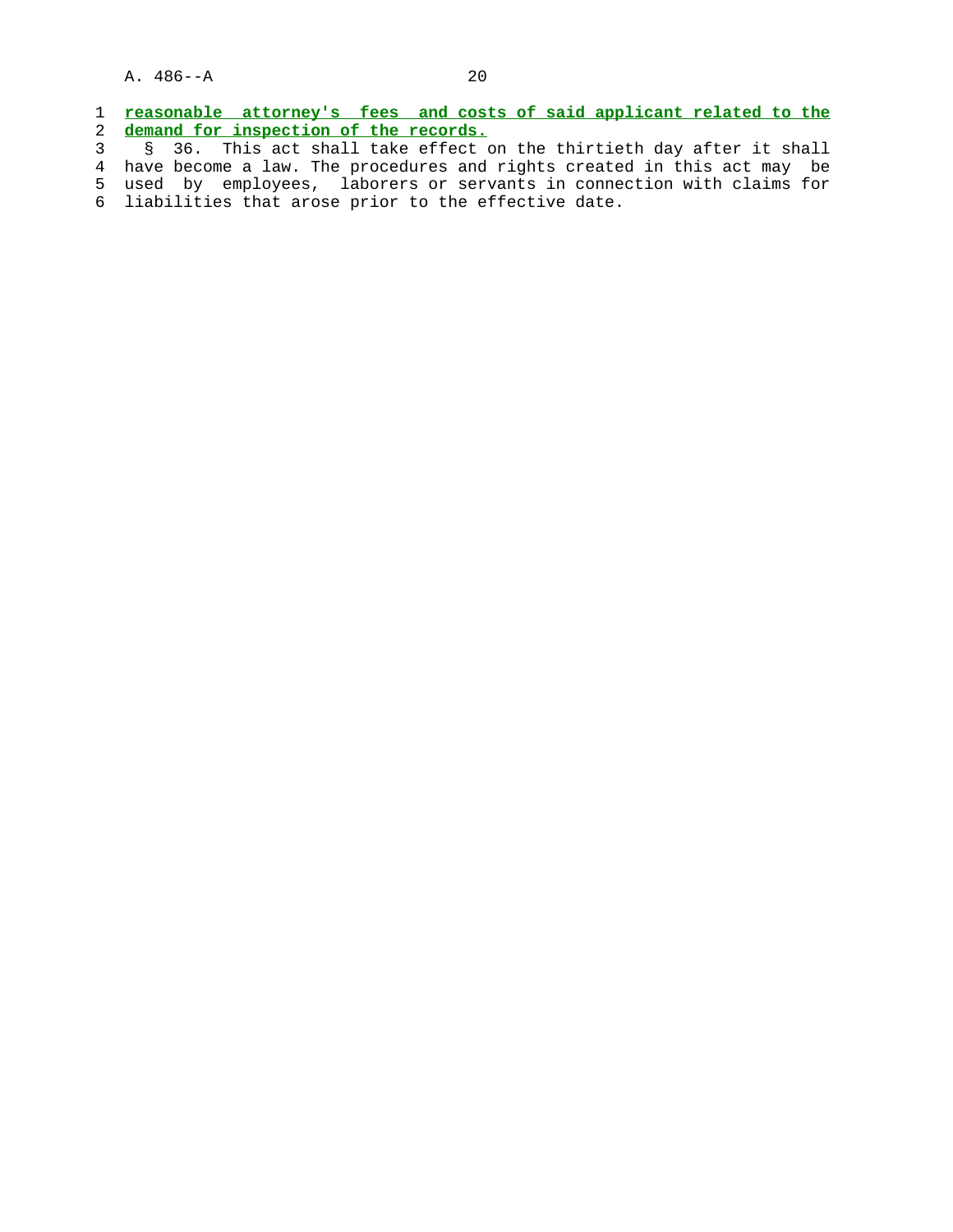**reasonable attorney's fees and costs of said applicant related to the demand for inspection of the records.**

§ 36. This act shall take effect on the thirtieth day after it shall have become a law. The procedures and rights created in this act may be used by employees, laborers or servants in connection with claims for liabilities that arose prior to the effective date.